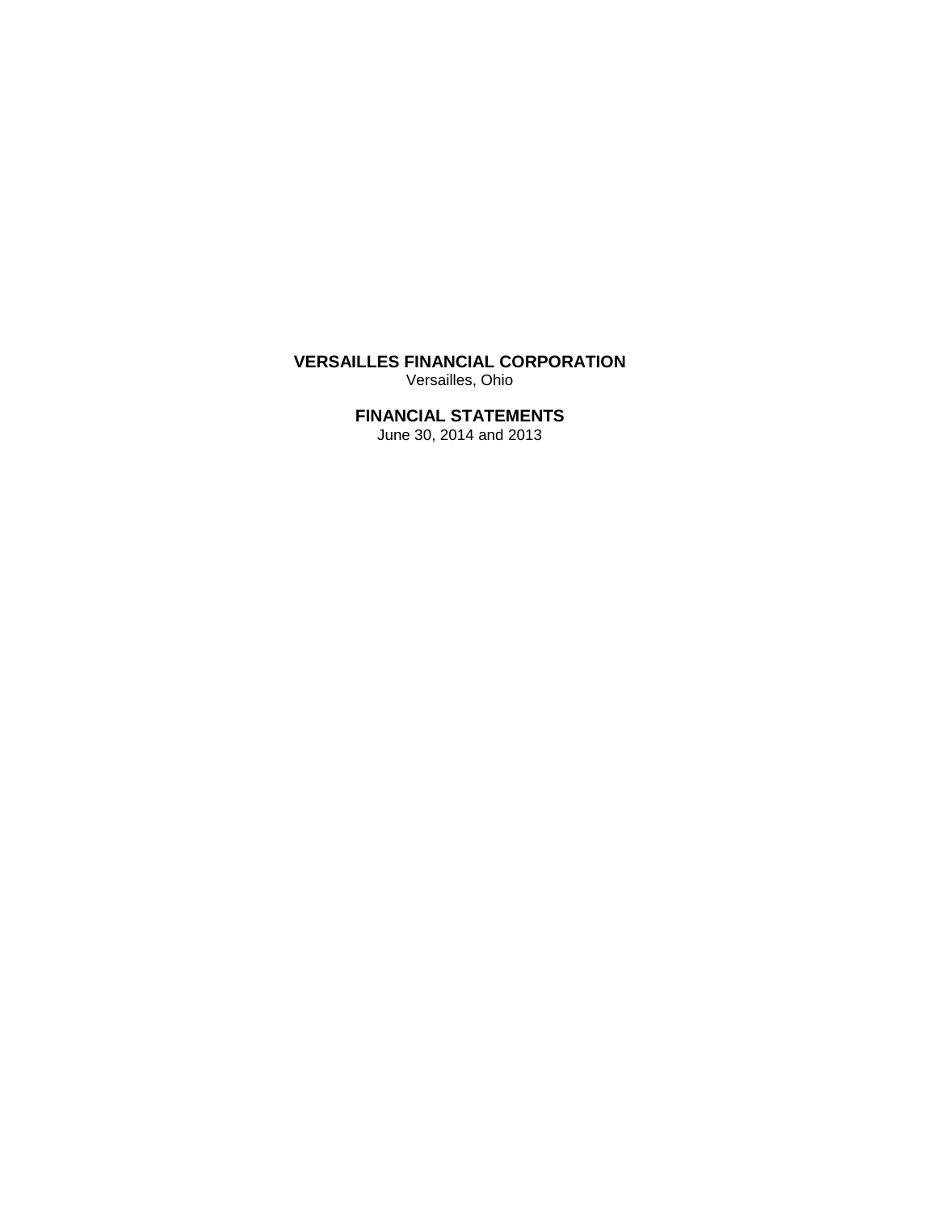**VERSAILLES FINANCIAL CORPORATION**
Versailles, Ohio

**FINANCIAL STATEMENTS**
June 30, 2014 and 2013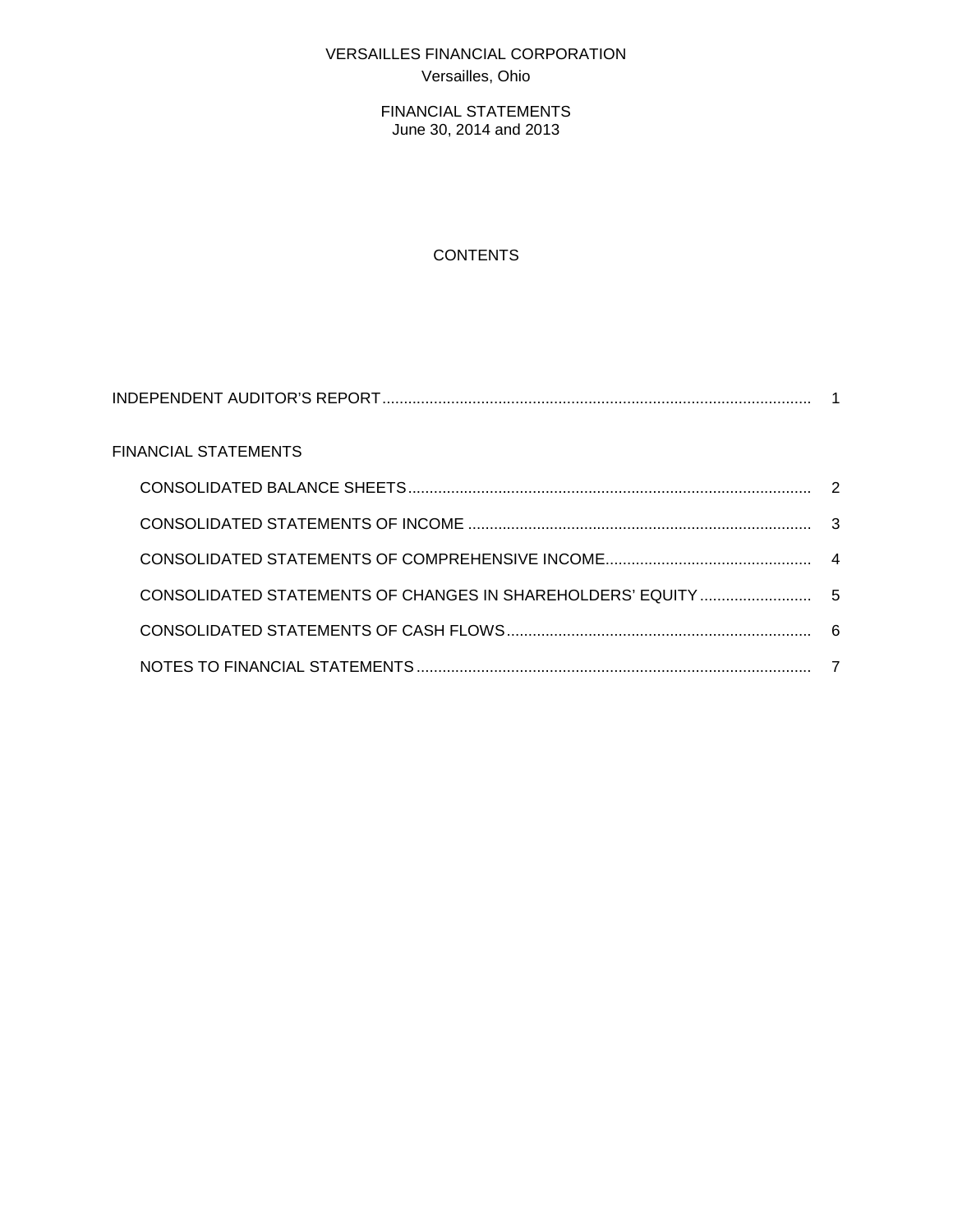# VERSAILLES FINANCIAL CORPORATION

Versailles, Ohio

FINANCIAL STATEMENTS
June 30, 2014 and 2013

## CONTENTS

| | |
|---|---|
| INDEPENDENT AUDITOR'S REPORT | 1 |
| FINANCIAL STATEMENTS | |
| CONSOLIDATED BALANCE SHEETS | 2 |
| CONSOLIDATED STATEMENTS OF INCOME | 3 |
| CONSOLIDATED STATEMENTS OF COMPREHENSIVE INCOME | 4 |
| CONSOLIDATED STATEMENTS OF CHANGES IN SHAREHOLDERS' EQUITY | 5 |
| CONSOLIDATED STATEMENTS OF CASH FLOWS | 6 |
| NOTES TO FINANCIAL STATEMENTS | 7 |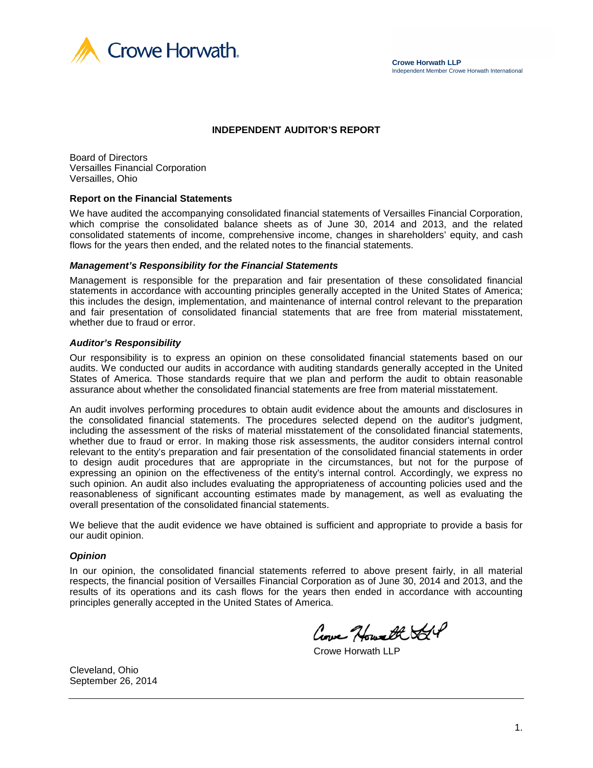Crowe Horwath.

**Crowe Horwath LLP**
Independent Member Crowe Horwath International

## INDEPENDENT AUDITOR'S REPORT

Board of Directors
Versailles Financial Corporation
Versailles, Ohio

### Report on the Financial Statements

We have audited the accompanying consolidated financial statements of Versailles Financial Corporation, which comprise the consolidated balance sheets as of June 30, 2014 and 2013, and the related consolidated statements of income, comprehensive income, changes in shareholders' equity, and cash flows for the years then ended, and the related notes to the financial statements.

***Management's Responsibility for the Financial Statements***

Management is responsible for the preparation and fair presentation of these consolidated financial statements in accordance with accounting principles generally accepted in the United States of America; this includes the design, implementation, and maintenance of internal control relevant to the preparation and fair presentation of consolidated financial statements that are free from material misstatement, whether due to fraud or error.

***Auditor's Responsibility***

Our responsibility is to express an opinion on these consolidated financial statements based on our audits. We conducted our audits in accordance with auditing standards generally accepted in the United States of America. Those standards require that we plan and perform the audit to obtain reasonable assurance about whether the consolidated financial statements are free from material misstatement.

An audit involves performing procedures to obtain audit evidence about the amounts and disclosures in the consolidated financial statements. The procedures selected depend on the auditor's judgment, including the assessment of the risks of material misstatement of the consolidated financial statements, whether due to fraud or error. In making those risk assessments, the auditor considers internal control relevant to the entity's preparation and fair presentation of the consolidated financial statements in order to design audit procedures that are appropriate in the circumstances, but not for the purpose of expressing an opinion on the effectiveness of the entity's internal control. Accordingly, we express no such opinion. An audit also includes evaluating the appropriateness of accounting policies used and the reasonableness of significant accounting estimates made by management, as well as evaluating the overall presentation of the consolidated financial statements.

We believe that the audit evidence we have obtained is sufficient and appropriate to provide a basis for our audit opinion.

***Opinion***

In our opinion, the consolidated financial statements referred to above present fairly, in all material respects, the financial position of Versailles Financial Corporation as of June 30, 2014 and 2013, and the results of its operations and its cash flows for the years then ended in accordance with accounting principles generally accepted in the United States of America.

Crowe Horwath LLP

Crowe Horwath LLP

Cleveland, Ohio
September 26, 2014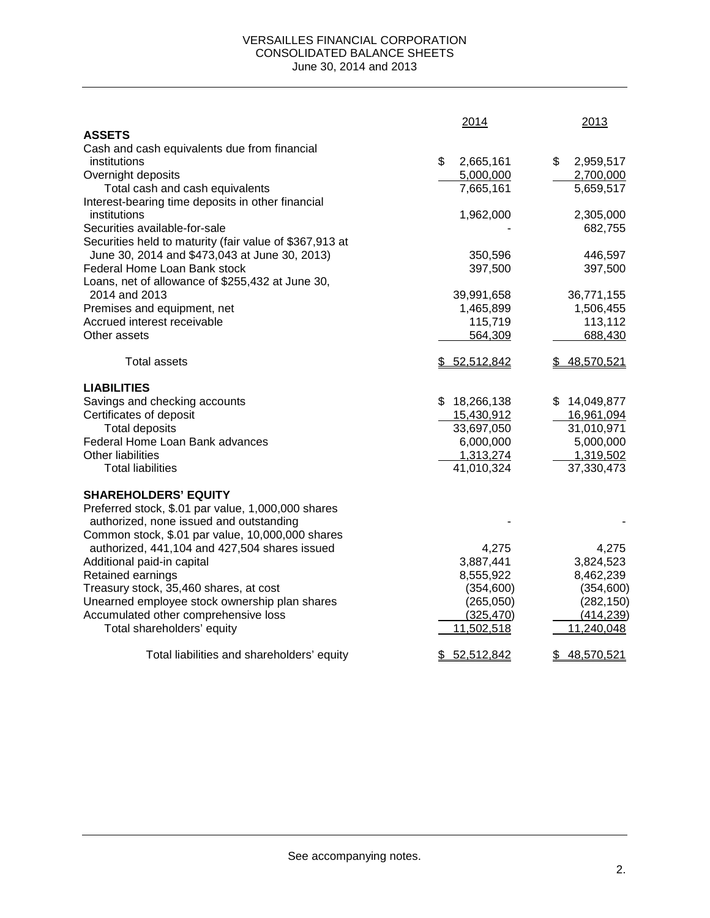# VERSAILLES FINANCIAL CORPORATION
## CONSOLIDATED BALANCE SHEETS
June 30, 2014 and 2013

| | 2014 | 2013 |
|---|---|---|
| **ASSETS** | | |
| Cash and cash equivalents due from financial institutions | $ 2,665,161 | $ 2,959,517 |
| Overnight deposits | 5,000,000 | 2,700,000 |
| Total cash and cash equivalents | 7,665,161 | 5,659,517 |
| Interest-bearing time deposits in other financial institutions | 1,962,000 | 2,305,000 |
| Securities available-for-sale | - | 682,755 |
| Securities held to maturity (fair value of $367,913 at June 30, 2014 and $473,043 at June 30, 2013) | 350,596 | 446,597 |
| Federal Home Loan Bank stock | 397,500 | 397,500 |
| Loans, net of allowance of $255,432 at June 30, 2014 and 2013 | 39,991,658 | 36,771,155 |
| Premises and equipment, net | 1,465,899 | 1,506,455 |
| Accrued interest receivable | 115,719 | 113,112 |
| Other assets | 564,309 | 688,430 |
| Total assets | $ 52,512,842 | $ 48,570,521 |
| **LIABILITIES** | | |
| Savings and checking accounts | $ 18,266,138 | $ 14,049,877 |
| Certificates of deposit | 15,430,912 | 16,961,094 |
| Total deposits | 33,697,050 | 31,010,971 |
| Federal Home Loan Bank advances | 6,000,000 | 5,000,000 |
| Other liabilities | 1,313,274 | 1,319,502 |
| Total liabilities | 41,010,324 | 37,330,473 |
| **SHAREHOLDERS' EQUITY** | | |
| Preferred stock, $.01 par value, 1,000,000 shares authorized, none issued and outstanding | - | - |
| Common stock, $.01 par value, 10,000,000 shares authorized, 441,104 and 427,504 shares issued | 4,275 | 4,275 |
| Additional paid-in capital | 3,887,441 | 3,824,523 |
| Retained earnings | 8,555,922 | 8,462,239 |
| Treasury stock, 35,460 shares, at cost | (354,600) | (354,600) |
| Unearned employee stock ownership plan shares | (265,050) | (282,150) |
| Accumulated other comprehensive loss | (325,470) | (414,239) |
| Total shareholders' equity | 11,502,518 | 11,240,048 |
| Total liabilities and shareholders' equity | $ 52,512,842 | $ 48,570,521 |

See accompanying notes.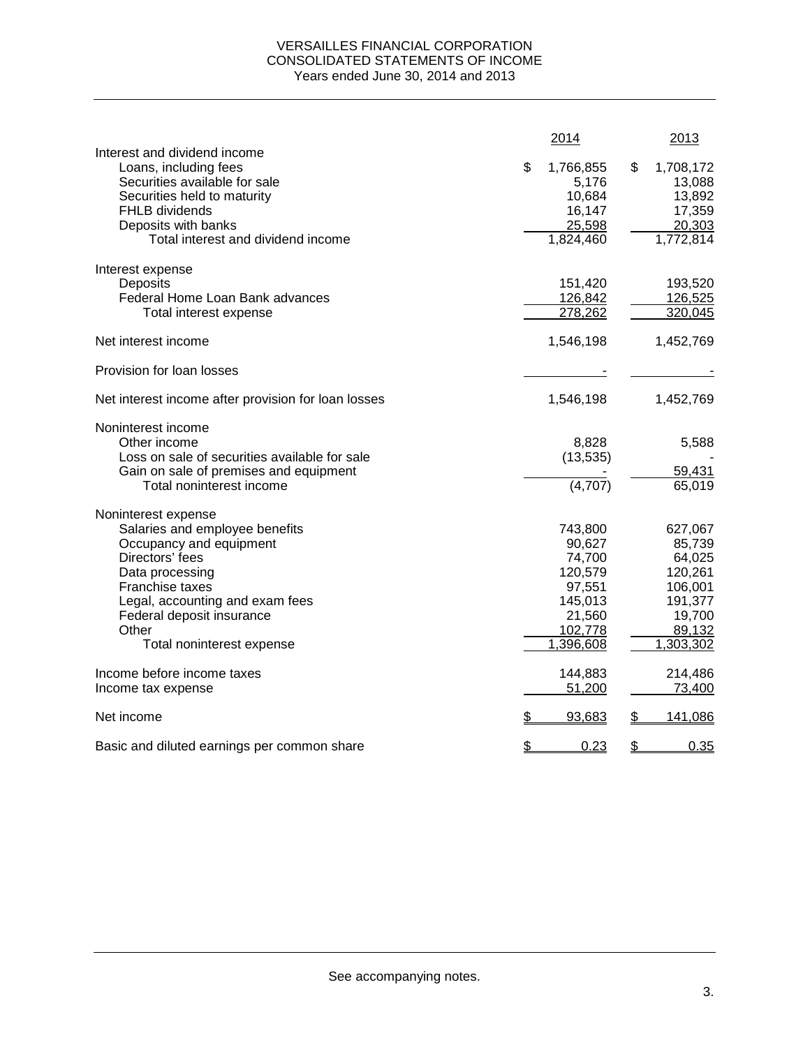# VERSAILLES FINANCIAL CORPORATION
## CONSOLIDATED STATEMENTS OF INCOME
### Years ended June 30, 2014 and 2013

| | 2014 | 2013 |
|---|---|---|
| **Interest and dividend income** | | |
| Loans, including fees | $ 1,766,855 | $ 1,708,172 |
| Securities available for sale | 5,176 | 13,088 |
| Securities held to maturity | 10,684 | 13,892 |
| FHLB dividends | 16,147 | 17,359 |
| Deposits with banks | 25,598 | 20,303 |
| Total interest and dividend income | 1,824,460 | 1,772,814 |
| **Interest expense** | | |
| Deposits | 151,420 | 193,520 |
| Federal Home Loan Bank advances | 126,842 | 126,525 |
| Total interest expense | 278,262 | 320,045 |
| Net interest income | 1,546,198 | 1,452,769 |
| Provision for loan losses | - | - |
| Net interest income after provision for loan losses | 1,546,198 | 1,452,769 |
| **Noninterest income** | | |
| Other income | 8,828 | 5,588 |
| Loss on sale of securities available for sale | (13,535) | - |
| Gain on sale of premises and equipment | - | 59,431 |
| Total noninterest income | (4,707) | 65,019 |
| **Noninterest expense** | | |
| Salaries and employee benefits | 743,800 | 627,067 |
| Occupancy and equipment | 90,627 | 85,739 |
| Directors' fees | 74,700 | 64,025 |
| Data processing | 120,579 | 120,261 |
| Franchise taxes | 97,551 | 106,001 |
| Legal, accounting and exam fees | 145,013 | 191,377 |
| Federal deposit insurance | 21,560 | 19,700 |
| Other | 102,778 | 89,132 |
| Total noninterest expense | 1,396,608 | 1,303,302 |
| Income before income taxes | 144,883 | 214,486 |
| Income tax expense | 51,200 | 73,400 |
| Net income | $ 93,683 | $ 141,086 |
| Basic and diluted earnings per common share | $ 0.23 | $ 0.35 |

See accompanying notes.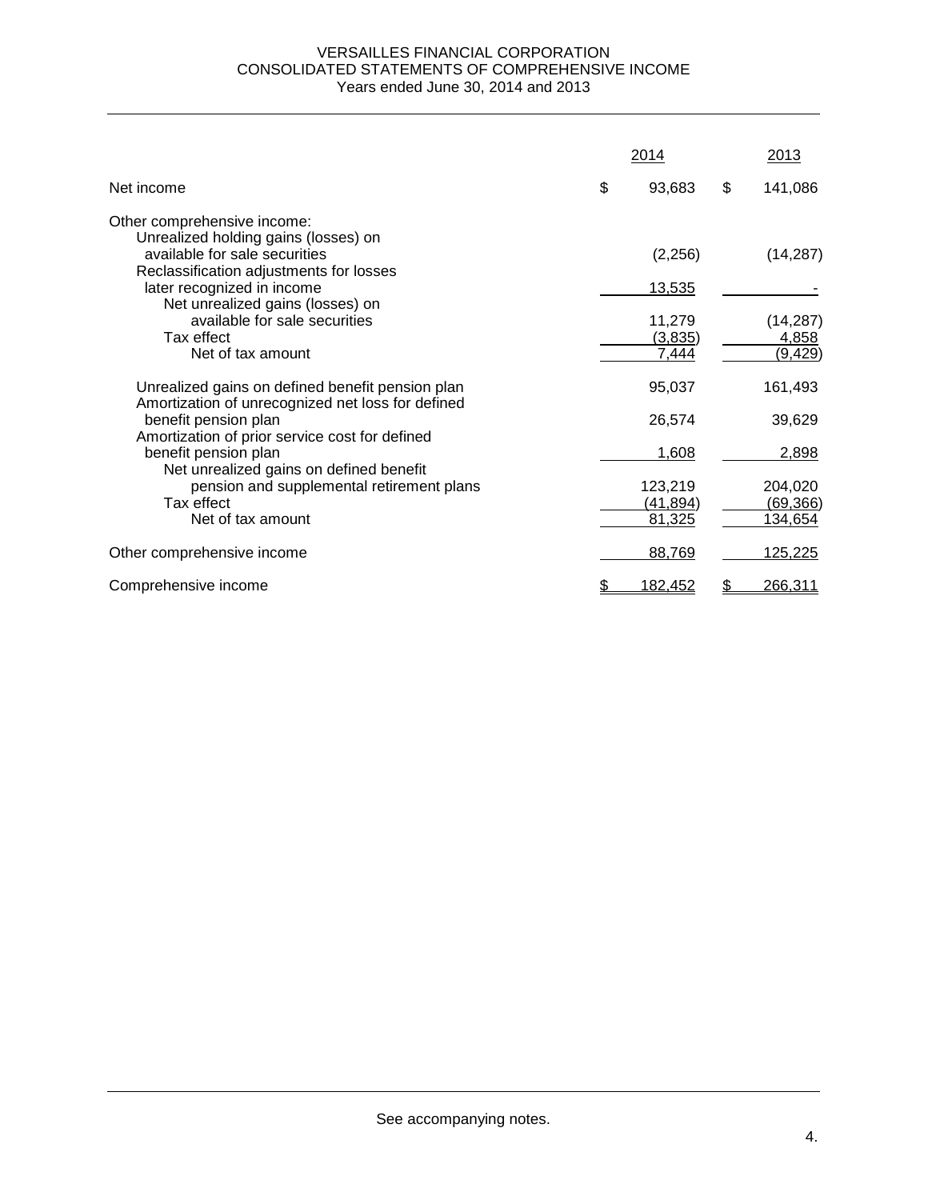# VERSAILLES FINANCIAL CORPORATION
## CONSOLIDATED STATEMENTS OF COMPREHENSIVE INCOME
### Years ended June 30, 2014 and 2013

| | 2014 | 2013 |
|---|---|---|
| Net income | $ 93,683 | $ 141,086 |
| Other comprehensive income: | | |
| Unrealized holding gains (losses) on available for sale securities | (2,256) | (14,287) |
| Reclassification adjustments for losses later recognized in income | 13,535 | - |
| Net unrealized gains (losses) on available for sale securities | 11,279 | (14,287) |
| Tax effect | (3,835) | 4,858 |
| Net of tax amount | 7,444 | (9,429) |
| Unrealized gains on defined benefit pension plan | 95,037 | 161,493 |
| Amortization of unrecognized net loss for defined benefit pension plan | 26,574 | 39,629 |
| Amortization of prior service cost for defined benefit pension plan | 1,608 | 2,898 |
| Net unrealized gains on defined benefit pension and supplemental retirement plans | 123,219 | 204,020 |
| Tax effect | (41,894) | (69,366) |
| Net of tax amount | 81,325 | 134,654 |
| Other comprehensive income | 88,769 | 125,225 |
| Comprehensive income | $ 182,452 | $ 266,311 |

See accompanying notes.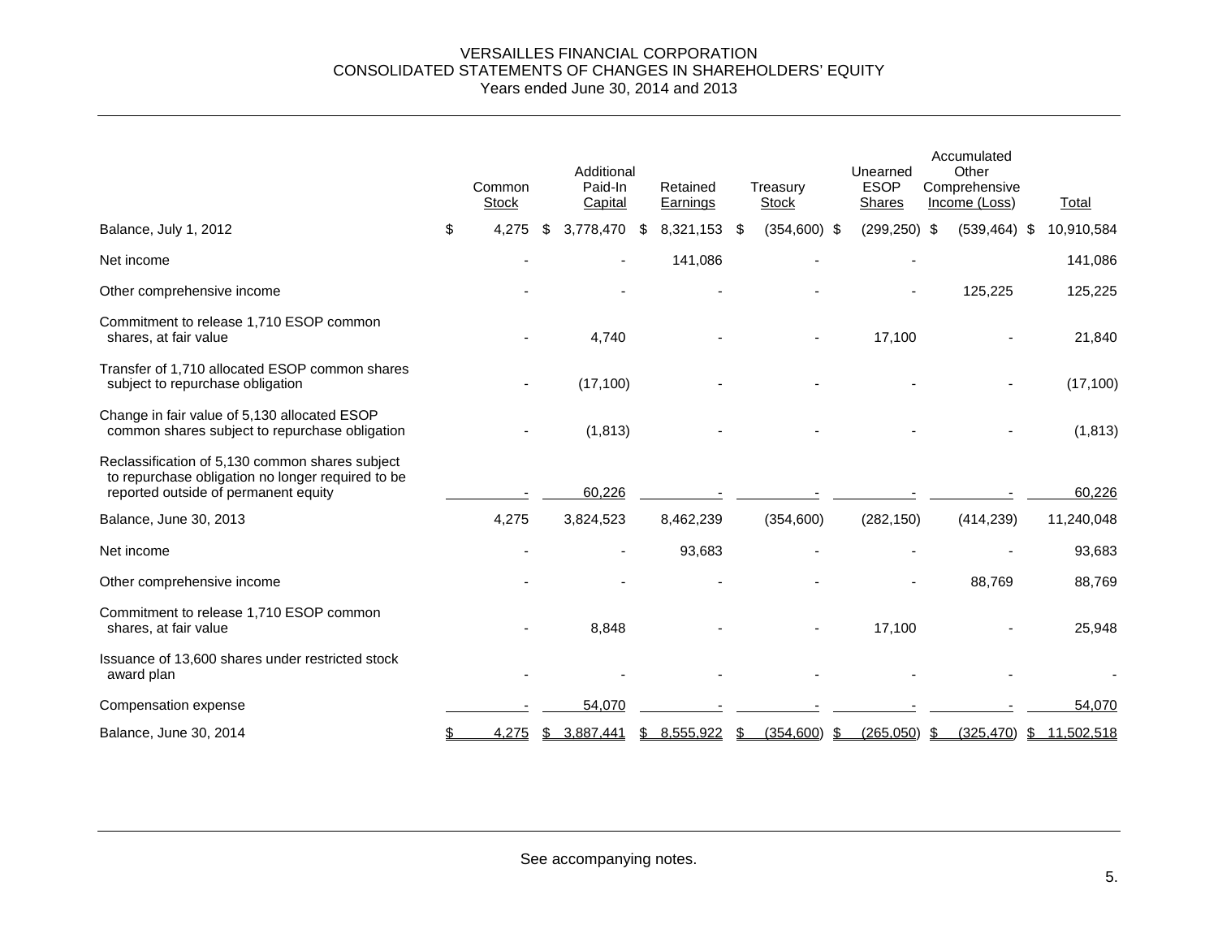# VERSAILLES FINANCIAL CORPORATION
## CONSOLIDATED STATEMENTS OF CHANGES IN SHAREHOLDERS' EQUITY
### Years ended June 30, 2014 and 2013

| | Common Stock | Additional Paid-In Capital | Retained Earnings | Treasury Stock | Unearned ESOP Shares | Accumulated Other Comprehensive Income (Loss) | Total |
|---|---|---|---|---|---|---|---|
| Balance, July 1, 2012 | $ 4,275 | $ 3,778,470 | $ 8,321,153 | $ (354,600) | $ (299,250) | $ (539,464) | $ 10,910,584 |
| Net income | - | - | 141,086 | - | - | | 141,086 |
| Other comprehensive income | - | - | - | - | - | 125,225 | 125,225 |
| Commitment to release 1,710 ESOP common shares, at fair value | - | 4,740 | - | - | 17,100 | - | 21,840 |
| Transfer of 1,710 allocated ESOP common shares subject to repurchase obligation | - | (17,100) | - | - | - | - | (17,100) |
| Change in fair value of 5,130 allocated ESOP common shares subject to repurchase obligation | - | (1,813) | - | - | - | - | (1,813) |
| Reclassification of 5,130 common shares subject to repurchase obligation no longer required to be reported outside of permanent equity | - | 60,226 | - | - | - | - | 60,226 |
| Balance, June 30, 2013 | 4,275 | 3,824,523 | 8,462,239 | (354,600) | (282,150) | (414,239) | 11,240,048 |
| Net income | - | - | 93,683 | - | - | - | 93,683 |
| Other comprehensive income | - | - | - | - | - | 88,769 | 88,769 |
| Commitment to release 1,710 ESOP common shares, at fair value | - | 8,848 | - | - | 17,100 | - | 25,948 |
| Issuance of 13,600 shares under restricted stock award plan | - | - | - | - | - | - | - |
| Compensation expense | - | 54,070 | - | - | - | - | 54,070 |
| Balance, June 30, 2014 | $ 4,275 | $ 3,887,441 | $ 8,555,922 | $ (354,600) | $ (265,050) | $ (325,470) | $ 11,502,518 |

See accompanying notes.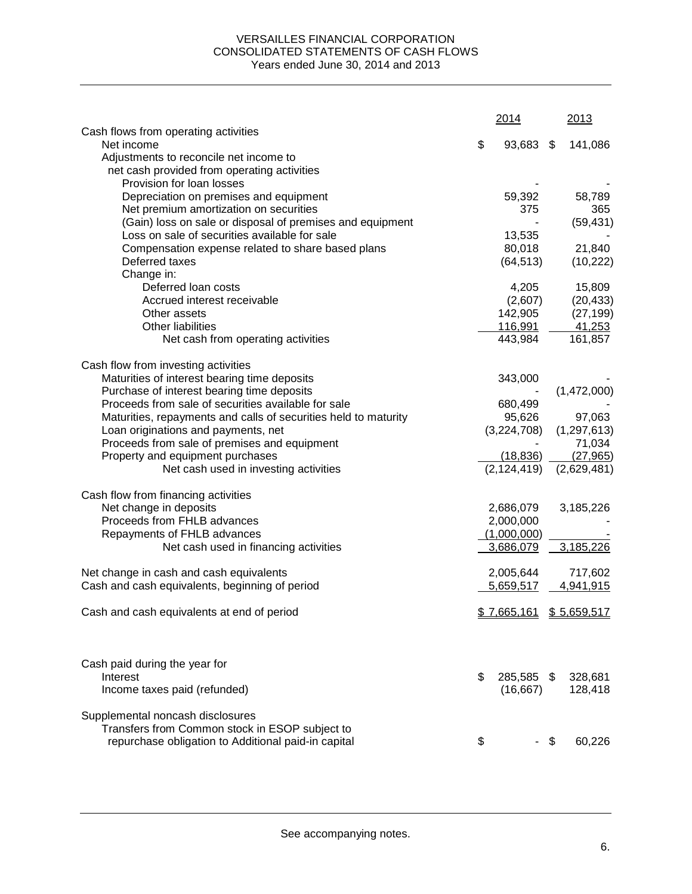VERSAILLES FINANCIAL CORPORATION
CONSOLIDATED STATEMENTS OF CASH FLOWS
Years ended June 30, 2014 and 2013

| | 2014 | 2013 |
|---|---|---|
| Cash flows from operating activities | | |
| Net income | $ 93,683 | $ 141,086 |
| Adjustments to reconcile net income to net cash provided from operating activities | | |
| Provision for loan losses | - | - |
| Depreciation on premises and equipment | 59,392 | 58,789 |
| Net premium amortization on securities | 375 | 365 |
| (Gain) loss on sale or disposal of premises and equipment | - | (59,431) |
| Loss on sale of securities available for sale | 13,535 | - |
| Compensation expense related to share based plans | 80,018 | 21,840 |
| Deferred taxes | (64,513) | (10,222) |
| Change in: | | |
| Deferred loan costs | 4,205 | 15,809 |
| Accrued interest receivable | (2,607) | (20,433) |
| Other assets | 142,905 | (27,199) |
| Other liabilities | 116,991 | 41,253 |
| Net cash from operating activities | 443,984 | 161,857 |
| | | |
| Cash flow from investing activities | | |
| Maturities of interest bearing time deposits | 343,000 | - |
| Purchase of interest bearing time deposits | - | (1,472,000) |
| Proceeds from sale of securities available for sale | 680,499 | - |
| Maturities, repayments and calls of securities held to maturity | 95,626 | 97,063 |
| Loan originations and payments, net | (3,224,708) | (1,297,613) |
| Proceeds from sale of premises and equipment | - | 71,034 |
| Property and equipment purchases | (18,836) | (27,965) |
| Net cash used in investing activities | (2,124,419) | (2,629,481) |
| | | |
| Cash flow from financing activities | | |
| Net change in deposits | 2,686,079 | 3,185,226 |
| Proceeds from FHLB advances | 2,000,000 | - |
| Repayments of FHLB advances | (1,000,000) | - |
| Net cash used in financing activities | 3,686,079 | 3,185,226 |
| | | |
| Net change in cash and cash equivalents | 2,005,644 | 717,602 |
| Cash and cash equivalents, beginning of period | 5,659,517 | 4,941,915 |
| | | |
| Cash and cash equivalents at end of period | $ 7,665,161 | $ 5,659,517 |
| | | |
| Cash paid during the year for | | |
| Interest | $ 285,585 | $ 328,681 |
| Income taxes paid (refunded) | (16,667) | 128,418 |
| | | |
| Supplemental noncash disclosures | | |
| Transfers from Common stock in ESOP subject to repurchase obligation to Additional paid-in capital | $ - | $ 60,226 |

See accompanying notes.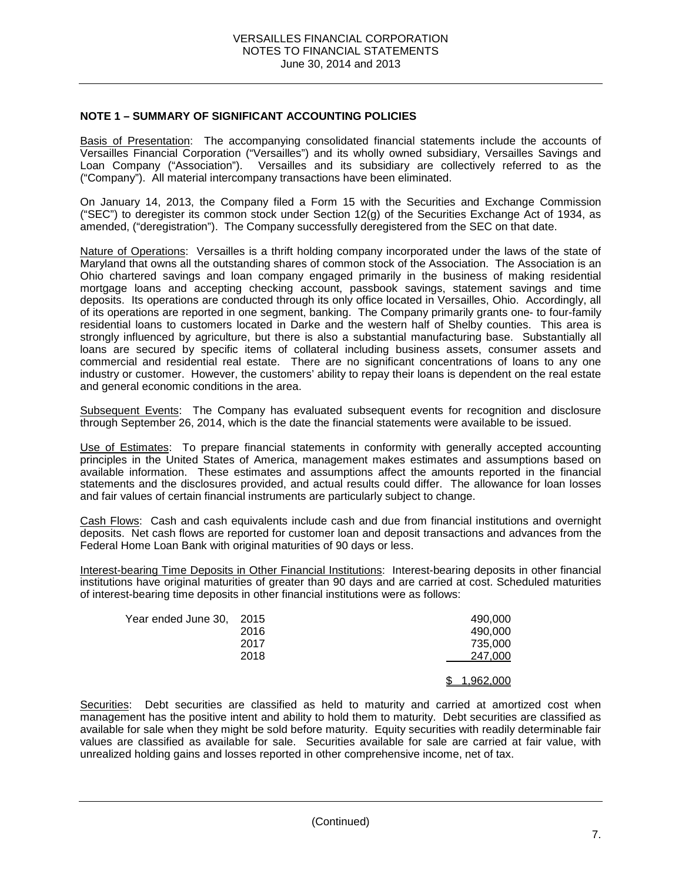## NOTE 1 – SUMMARY OF SIGNIFICANT ACCOUNTING POLICIES

Basis of Presentation: The accompanying consolidated financial statements include the accounts of Versailles Financial Corporation ("Versailles") and its wholly owned subsidiary, Versailles Savings and Loan Company ("Association"). Versailles and its subsidiary are collectively referred to as the ("Company"). All material intercompany transactions have been eliminated.

On January 14, 2013, the Company filed a Form 15 with the Securities and Exchange Commission ("SEC") to deregister its common stock under Section 12(g) of the Securities Exchange Act of 1934, as amended, ("deregistration"). The Company successfully deregistered from the SEC on that date.

Nature of Operations: Versailles is a thrift holding company incorporated under the laws of the state of Maryland that owns all the outstanding shares of common stock of the Association. The Association is an Ohio chartered savings and loan company engaged primarily in the business of making residential mortgage loans and accepting checking account, passbook savings, statement savings and time deposits. Its operations are conducted through its only office located in Versailles, Ohio. Accordingly, all of its operations are reported in one segment, banking. The Company primarily grants one- to four-family residential loans to customers located in Darke and the western half of Shelby counties. This area is strongly influenced by agriculture, but there is also a substantial manufacturing base. Substantially all loans are secured by specific items of collateral including business assets, consumer assets and commercial and residential real estate. There are no significant concentrations of loans to any one industry or customer. However, the customers' ability to repay their loans is dependent on the real estate and general economic conditions in the area.

Subsequent Events: The Company has evaluated subsequent events for recognition and disclosure through September 26, 2014, which is the date the financial statements were available to be issued.

Use of Estimates: To prepare financial statements in conformity with generally accepted accounting principles in the United States of America, management makes estimates and assumptions based on available information. These estimates and assumptions affect the amounts reported in the financial statements and the disclosures provided, and actual results could differ. The allowance for loan losses and fair values of certain financial instruments are particularly subject to change.

Cash Flows: Cash and cash equivalents include cash and due from financial institutions and overnight deposits. Net cash flows are reported for customer loan and deposit transactions and advances from the Federal Home Loan Bank with original maturities of 90 days or less.

Interest-bearing Time Deposits in Other Financial Institutions: Interest-bearing deposits in other financial institutions have original maturities of greater than 90 days and are carried at cost. Scheduled maturities of interest-bearing time deposits in other financial institutions were as follows:

| | | |
|---|---|---|
| Year ended June 30, | 2015 | 490,000 |
| | 2016 | 490,000 |
| | 2017 | 735,000 |
| | 2018 | 247,000 |
| | | $ 1,962,000 |

Securities: Debt securities are classified as held to maturity and carried at amortized cost when management has the positive intent and ability to hold them to maturity. Debt securities are classified as available for sale when they might be sold before maturity. Equity securities with readily determinable fair values are classified as available for sale. Securities available for sale are carried at fair value, with unrealized holding gains and losses reported in other comprehensive income, net of tax.

(Continued)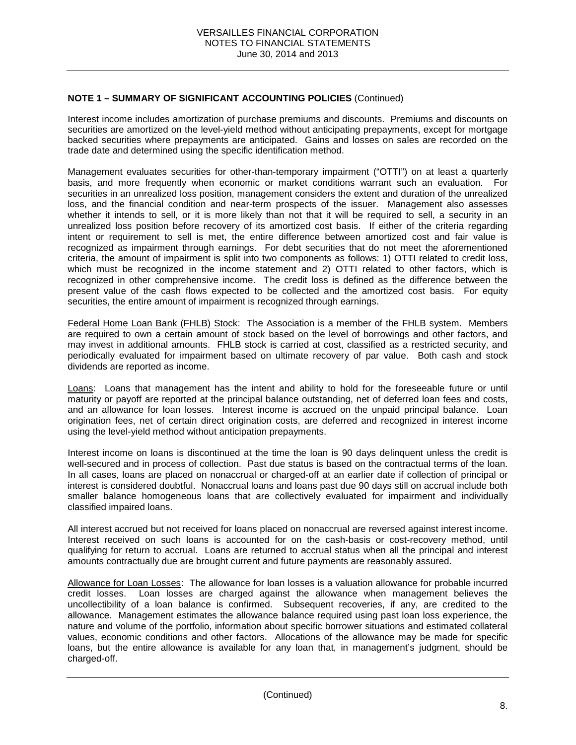**NOTE 1 – SUMMARY OF SIGNIFICANT ACCOUNTING POLICIES** (Continued)

Interest income includes amortization of purchase premiums and discounts. Premiums and discounts on securities are amortized on the level-yield method without anticipating prepayments, except for mortgage backed securities where prepayments are anticipated. Gains and losses on sales are recorded on the trade date and determined using the specific identification method.

Management evaluates securities for other-than-temporary impairment ("OTTI") on at least a quarterly basis, and more frequently when economic or market conditions warrant such an evaluation. For securities in an unrealized loss position, management considers the extent and duration of the unrealized loss, and the financial condition and near-term prospects of the issuer. Management also assesses whether it intends to sell, or it is more likely than not that it will be required to sell, a security in an unrealized loss position before recovery of its amortized cost basis. If either of the criteria regarding intent or requirement to sell is met, the entire difference between amortized cost and fair value is recognized as impairment through earnings. For debt securities that do not meet the aforementioned criteria, the amount of impairment is split into two components as follows: 1) OTTI related to credit loss, which must be recognized in the income statement and 2) OTTI related to other factors, which is recognized in other comprehensive income. The credit loss is defined as the difference between the present value of the cash flows expected to be collected and the amortized cost basis. For equity securities, the entire amount of impairment is recognized through earnings.

Federal Home Loan Bank (FHLB) Stock: The Association is a member of the FHLB system. Members are required to own a certain amount of stock based on the level of borrowings and other factors, and may invest in additional amounts. FHLB stock is carried at cost, classified as a restricted security, and periodically evaluated for impairment based on ultimate recovery of par value. Both cash and stock dividends are reported as income.

Loans: Loans that management has the intent and ability to hold for the foreseeable future or until maturity or payoff are reported at the principal balance outstanding, net of deferred loan fees and costs, and an allowance for loan losses. Interest income is accrued on the unpaid principal balance. Loan origination fees, net of certain direct origination costs, are deferred and recognized in interest income using the level-yield method without anticipation prepayments.

Interest income on loans is discontinued at the time the loan is 90 days delinquent unless the credit is well-secured and in process of collection. Past due status is based on the contractual terms of the loan. In all cases, loans are placed on nonaccrual or charged-off at an earlier date if collection of principal or interest is considered doubtful. Nonaccrual loans and loans past due 90 days still on accrual include both smaller balance homogeneous loans that are collectively evaluated for impairment and individually classified impaired loans.

All interest accrued but not received for loans placed on nonaccrual are reversed against interest income. Interest received on such loans is accounted for on the cash-basis or cost-recovery method, until qualifying for return to accrual. Loans are returned to accrual status when all the principal and interest amounts contractually due are brought current and future payments are reasonably assured.

Allowance for Loan Losses: The allowance for loan losses is a valuation allowance for probable incurred credit losses. Loan losses are charged against the allowance when management believes the uncollectibility of a loan balance is confirmed. Subsequent recoveries, if any, are credited to the allowance. Management estimates the allowance balance required using past loan loss experience, the nature and volume of the portfolio, information about specific borrower situations and estimated collateral values, economic conditions and other factors. Allocations of the allowance may be made for specific loans, but the entire allowance is available for any loan that, in management's judgment, should be charged-off.

(Continued)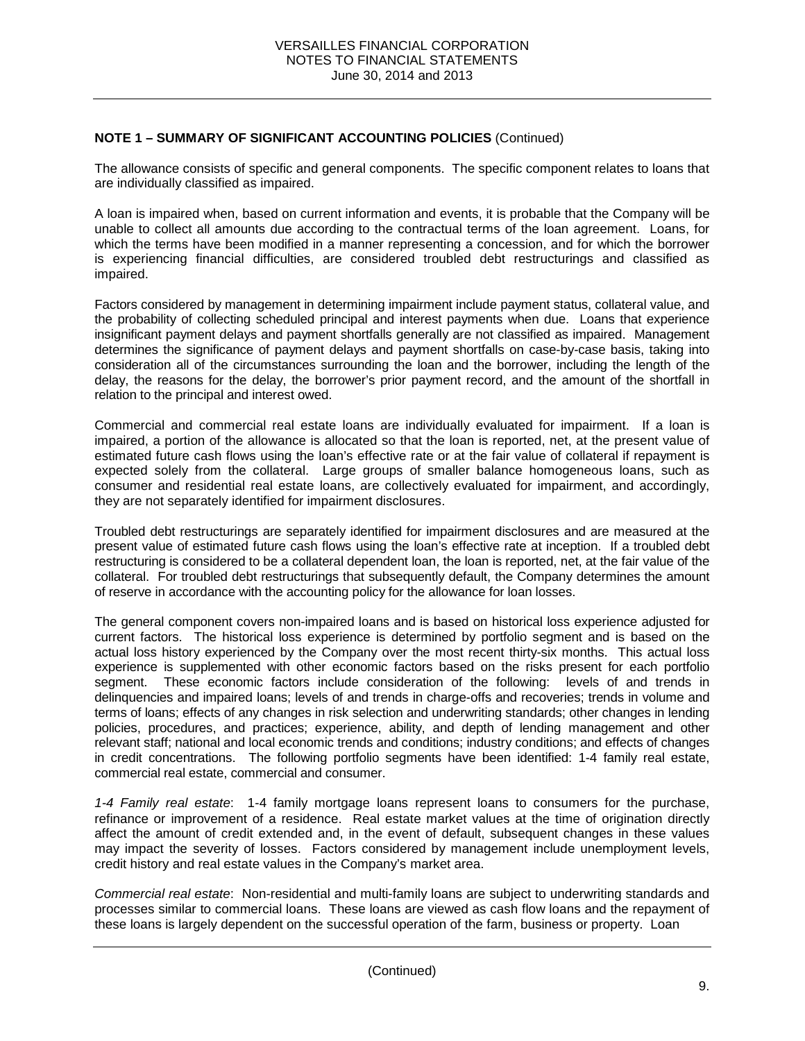**NOTE 1 – SUMMARY OF SIGNIFICANT ACCOUNTING POLICIES** (Continued)

The allowance consists of specific and general components. The specific component relates to loans that are individually classified as impaired.

A loan is impaired when, based on current information and events, it is probable that the Company will be unable to collect all amounts due according to the contractual terms of the loan agreement. Loans, for which the terms have been modified in a manner representing a concession, and for which the borrower is experiencing financial difficulties, are considered troubled debt restructurings and classified as impaired.

Factors considered by management in determining impairment include payment status, collateral value, and the probability of collecting scheduled principal and interest payments when due. Loans that experience insignificant payment delays and payment shortfalls generally are not classified as impaired. Management determines the significance of payment delays and payment shortfalls on case-by-case basis, taking into consideration all of the circumstances surrounding the loan and the borrower, including the length of the delay, the reasons for the delay, the borrower's prior payment record, and the amount of the shortfall in relation to the principal and interest owed.

Commercial and commercial real estate loans are individually evaluated for impairment. If a loan is impaired, a portion of the allowance is allocated so that the loan is reported, net, at the present value of estimated future cash flows using the loan's effective rate or at the fair value of collateral if repayment is expected solely from the collateral. Large groups of smaller balance homogeneous loans, such as consumer and residential real estate loans, are collectively evaluated for impairment, and accordingly, they are not separately identified for impairment disclosures.

Troubled debt restructurings are separately identified for impairment disclosures and are measured at the present value of estimated future cash flows using the loan's effective rate at inception. If a troubled debt restructuring is considered to be a collateral dependent loan, the loan is reported, net, at the fair value of the collateral. For troubled debt restructurings that subsequently default, the Company determines the amount of reserve in accordance with the accounting policy for the allowance for loan losses.

The general component covers non-impaired loans and is based on historical loss experience adjusted for current factors. The historical loss experience is determined by portfolio segment and is based on the actual loss history experienced by the Company over the most recent thirty-six months. This actual loss experience is supplemented with other economic factors based on the risks present for each portfolio segment. These economic factors include consideration of the following: levels of and trends in delinquencies and impaired loans; levels of and trends in charge-offs and recoveries; trends in volume and terms of loans; effects of any changes in risk selection and underwriting standards; other changes in lending policies, procedures, and practices; experience, ability, and depth of lending management and other relevant staff; national and local economic trends and conditions; industry conditions; and effects of changes in credit concentrations. The following portfolio segments have been identified: 1-4 family real estate, commercial real estate, commercial and consumer.

*1-4 Family real estate*: 1-4 family mortgage loans represent loans to consumers for the purchase, refinance or improvement of a residence. Real estate market values at the time of origination directly affect the amount of credit extended and, in the event of default, subsequent changes in these values may impact the severity of losses. Factors considered by management include unemployment levels, credit history and real estate values in the Company's market area.

*Commercial real estate*: Non-residential and multi-family loans are subject to underwriting standards and processes similar to commercial loans. These loans are viewed as cash flow loans and the repayment of these loans is largely dependent on the successful operation of the farm, business or property. Loan

(Continued)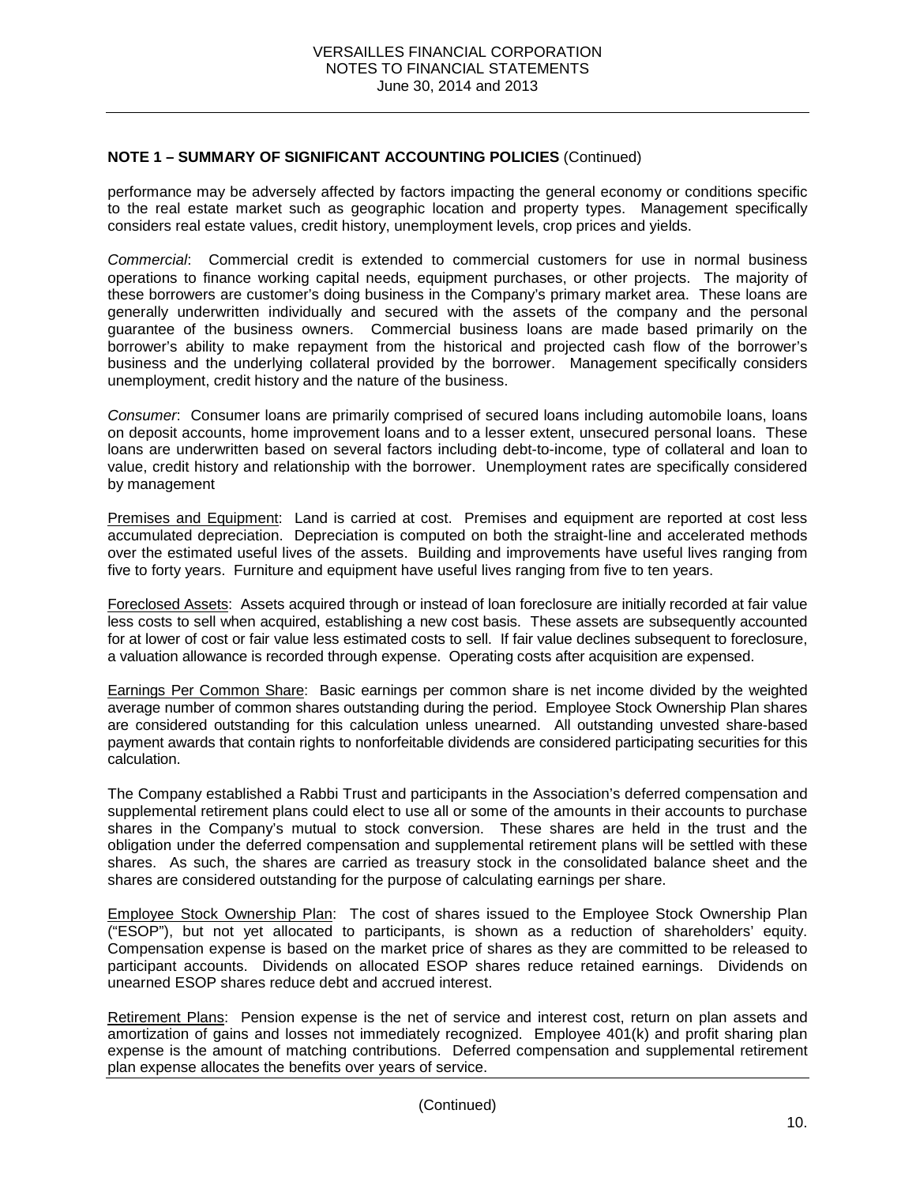## NOTE 1 – SUMMARY OF SIGNIFICANT ACCOUNTING POLICIES (Continued)

performance may be adversely affected by factors impacting the general economy or conditions specific to the real estate market such as geographic location and property types. Management specifically considers real estate values, credit history, unemployment levels, crop prices and yields.

*Commercial*: Commercial credit is extended to commercial customers for use in normal business operations to finance working capital needs, equipment purchases, or other projects. The majority of these borrowers are customer's doing business in the Company's primary market area. These loans are generally underwritten individually and secured with the assets of the company and the personal guarantee of the business owners. Commercial business loans are made based primarily on the borrower's ability to make repayment from the historical and projected cash flow of the borrower's business and the underlying collateral provided by the borrower. Management specifically considers unemployment, credit history and the nature of the business.

*Consumer*: Consumer loans are primarily comprised of secured loans including automobile loans, loans on deposit accounts, home improvement loans and to a lesser extent, unsecured personal loans. These loans are underwritten based on several factors including debt-to-income, type of collateral and loan to value, credit history and relationship with the borrower. Unemployment rates are specifically considered by management

Premises and Equipment: Land is carried at cost. Premises and equipment are reported at cost less accumulated depreciation. Depreciation is computed on both the straight-line and accelerated methods over the estimated useful lives of the assets. Building and improvements have useful lives ranging from five to forty years. Furniture and equipment have useful lives ranging from five to ten years.

Foreclosed Assets: Assets acquired through or instead of loan foreclosure are initially recorded at fair value less costs to sell when acquired, establishing a new cost basis. These assets are subsequently accounted for at lower of cost or fair value less estimated costs to sell. If fair value declines subsequent to foreclosure, a valuation allowance is recorded through expense. Operating costs after acquisition are expensed.

Earnings Per Common Share: Basic earnings per common share is net income divided by the weighted average number of common shares outstanding during the period. Employee Stock Ownership Plan shares are considered outstanding for this calculation unless unearned. All outstanding unvested share-based payment awards that contain rights to nonforfeitable dividends are considered participating securities for this calculation.

The Company established a Rabbi Trust and participants in the Association's deferred compensation and supplemental retirement plans could elect to use all or some of the amounts in their accounts to purchase shares in the Company's mutual to stock conversion. These shares are held in the trust and the obligation under the deferred compensation and supplemental retirement plans will be settled with these shares. As such, the shares are carried as treasury stock in the consolidated balance sheet and the shares are considered outstanding for the purpose of calculating earnings per share.

Employee Stock Ownership Plan: The cost of shares issued to the Employee Stock Ownership Plan ("ESOP"), but not yet allocated to participants, is shown as a reduction of shareholders' equity. Compensation expense is based on the market price of shares as they are committed to be released to participant accounts. Dividends on allocated ESOP shares reduce retained earnings. Dividends on unearned ESOP shares reduce debt and accrued interest.

Retirement Plans: Pension expense is the net of service and interest cost, return on plan assets and amortization of gains and losses not immediately recognized. Employee 401(k) and profit sharing plan expense is the amount of matching contributions. Deferred compensation and supplemental retirement plan expense allocates the benefits over years of service.

(Continued)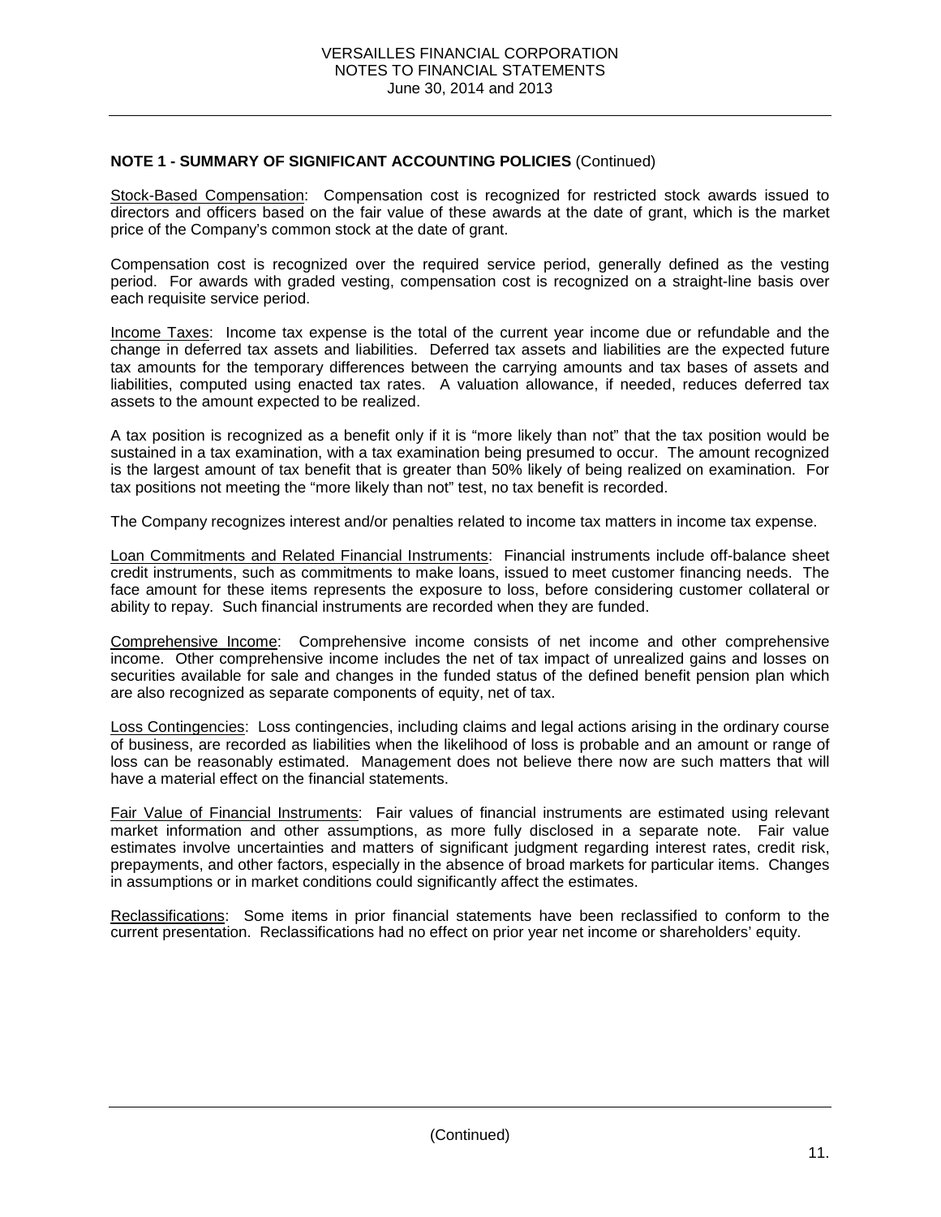**NOTE 1 - SUMMARY OF SIGNIFICANT ACCOUNTING POLICIES** (Continued)

Stock-Based Compensation: Compensation cost is recognized for restricted stock awards issued to directors and officers based on the fair value of these awards at the date of grant, which is the market price of the Company's common stock at the date of grant.

Compensation cost is recognized over the required service period, generally defined as the vesting period. For awards with graded vesting, compensation cost is recognized on a straight-line basis over each requisite service period.

Income Taxes: Income tax expense is the total of the current year income due or refundable and the change in deferred tax assets and liabilities. Deferred tax assets and liabilities are the expected future tax amounts for the temporary differences between the carrying amounts and tax bases of assets and liabilities, computed using enacted tax rates. A valuation allowance, if needed, reduces deferred tax assets to the amount expected to be realized.

A tax position is recognized as a benefit only if it is "more likely than not" that the tax position would be sustained in a tax examination, with a tax examination being presumed to occur. The amount recognized is the largest amount of tax benefit that is greater than 50% likely of being realized on examination. For tax positions not meeting the "more likely than not" test, no tax benefit is recorded.

The Company recognizes interest and/or penalties related to income tax matters in income tax expense.

Loan Commitments and Related Financial Instruments: Financial instruments include off-balance sheet credit instruments, such as commitments to make loans, issued to meet customer financing needs. The face amount for these items represents the exposure to loss, before considering customer collateral or ability to repay. Such financial instruments are recorded when they are funded.

Comprehensive Income: Comprehensive income consists of net income and other comprehensive income. Other comprehensive income includes the net of tax impact of unrealized gains and losses on securities available for sale and changes in the funded status of the defined benefit pension plan which are also recognized as separate components of equity, net of tax.

Loss Contingencies: Loss contingencies, including claims and legal actions arising in the ordinary course of business, are recorded as liabilities when the likelihood of loss is probable and an amount or range of loss can be reasonably estimated. Management does not believe there now are such matters that will have a material effect on the financial statements.

Fair Value of Financial Instruments: Fair values of financial instruments are estimated using relevant market information and other assumptions, as more fully disclosed in a separate note. Fair value estimates involve uncertainties and matters of significant judgment regarding interest rates, credit risk, prepayments, and other factors, especially in the absence of broad markets for particular items. Changes in assumptions or in market conditions could significantly affect the estimates.

Reclassifications: Some items in prior financial statements have been reclassified to conform to the current presentation. Reclassifications had no effect on prior year net income or shareholders' equity.

(Continued)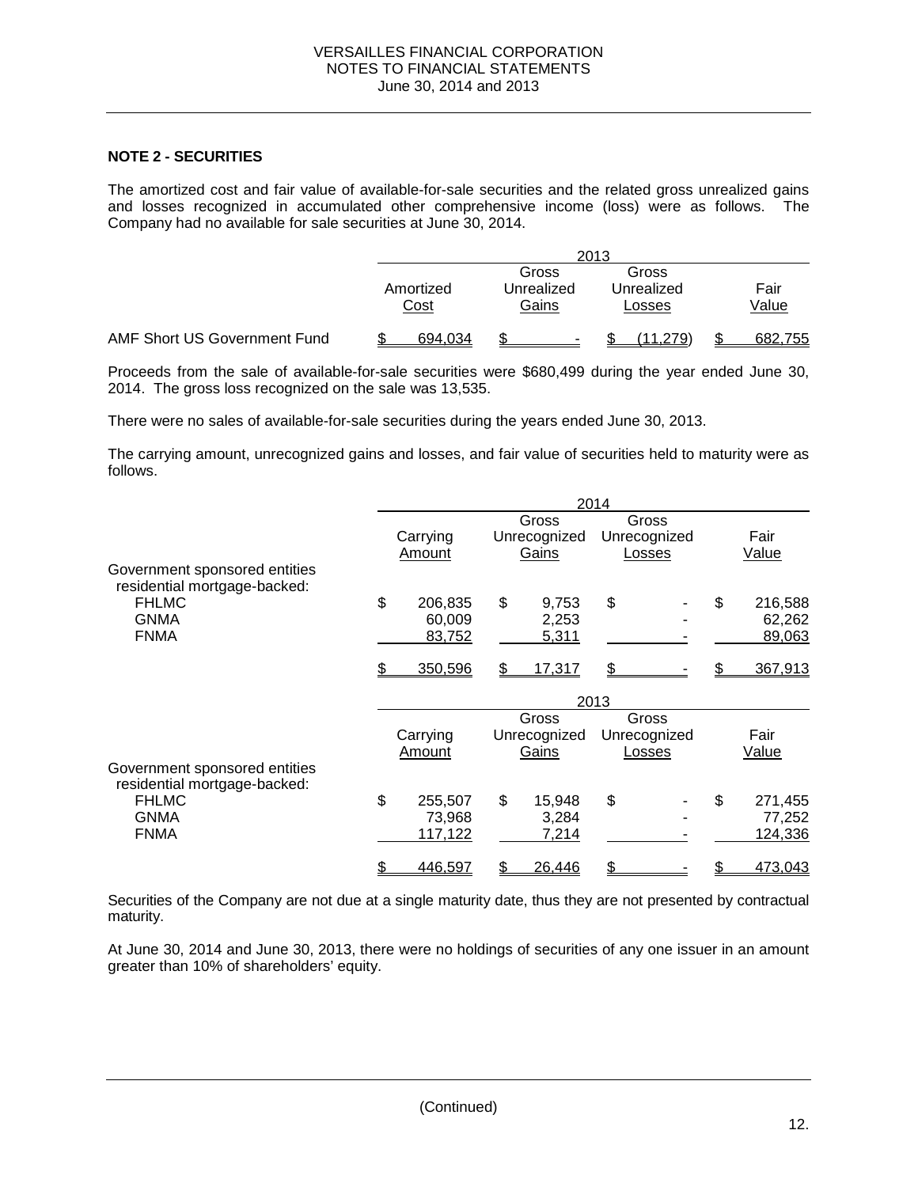## NOTE 2 - SECURITIES

The amortized cost and fair value of available-for-sale securities and the related gross unrealized gains and losses recognized in accumulated other comprehensive income (loss) were as follows. The Company had no available for sale securities at June 30, 2014.

| | 2013 | | | |
|---|---|---|---|---|
| | Amortized Cost | Gross Unrealized Gains | Gross Unrealized Losses | Fair Value |
| AMF Short US Government Fund | $ 694,034 | $ - | $ (11,279) | $ 682,755 |

Proceeds from the sale of available-for-sale securities were $680,499 during the year ended June 30, 2014. The gross loss recognized on the sale was 13,535.

There were no sales of available-for-sale securities during the years ended June 30, 2013.

The carrying amount, unrecognized gains and losses, and fair value of securities held to maturity were as follows.

| | 2014 | | | |
|---|---|---|---|---|
| | Carrying Amount | Gross Unrecognized Gains | Gross Unrecognized Losses | Fair Value |
| Government sponsored entities residential mortgage-backed: | | | | |
| FHLMC | $ 206,835 | $ 9,753 | $ - | $ 216,588 |
| GNMA | 60,009 | 2,253 | - | 62,262 |
| FNMA | 83,752 | 5,311 | - | 89,063 |
| | $ 350,596 | $ 17,317 | $ - | $ 367,913 |

| | 2013 | | | |
|---|---|---|---|---|
| | Carrying Amount | Gross Unrecognized Gains | Gross Unrecognized Losses | Fair Value |
| Government sponsored entities residential mortgage-backed: | | | | |
| FHLMC | $ 255,507 | $ 15,948 | $ - | $ 271,455 |
| GNMA | 73,968 | 3,284 | - | 77,252 |
| FNMA | 117,122 | 7,214 | - | 124,336 |
| | $ 446,597 | $ 26,446 | $ - | $ 473,043 |

Securities of the Company are not due at a single maturity date, thus they are not presented by contractual maturity.

At June 30, 2014 and June 30, 2013, there were no holdings of securities of any one issuer in an amount greater than 10% of shareholders' equity.

(Continued)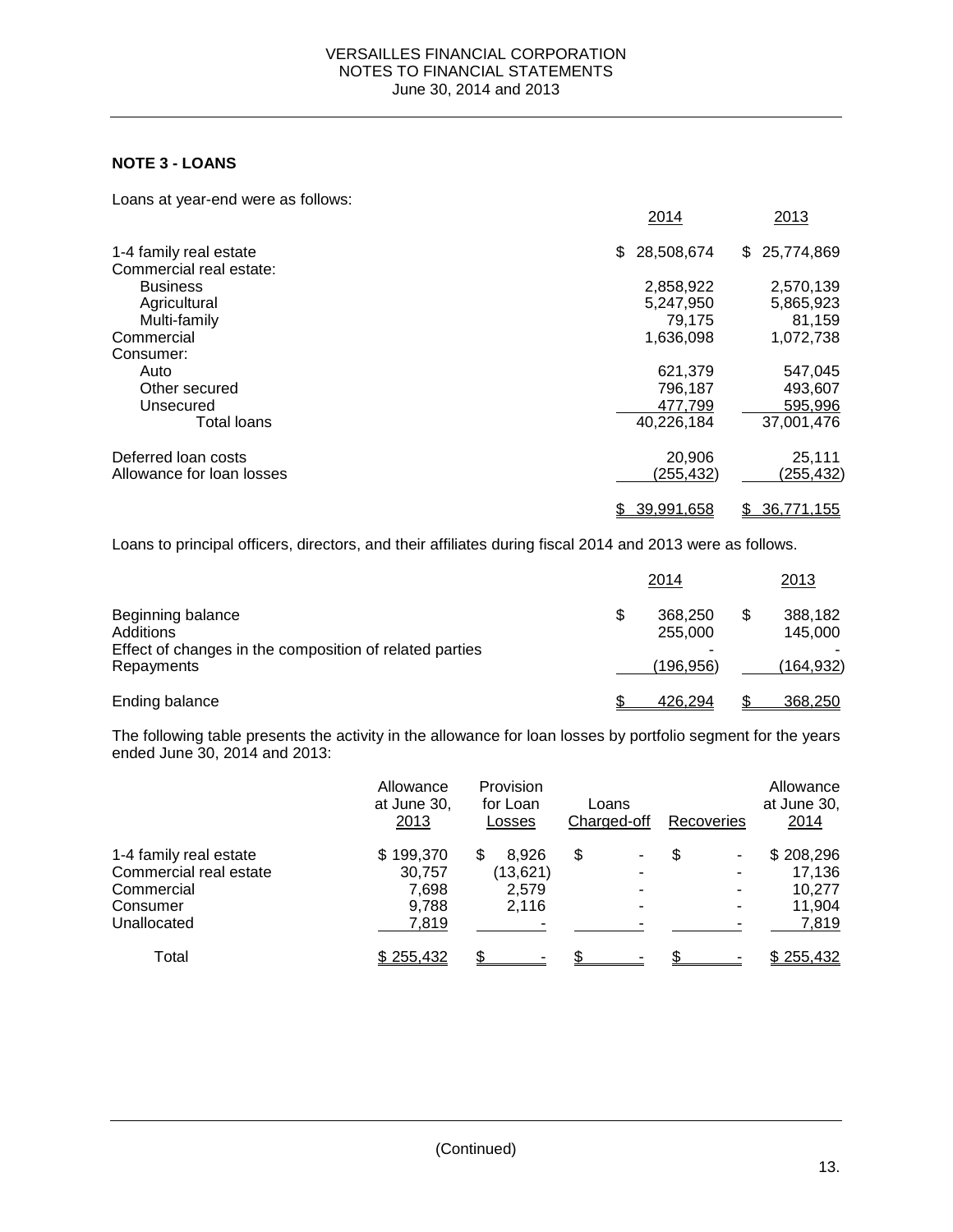## NOTE 3 - LOANS

Loans at year-end were as follows:

| | 2014 | 2013 |
|---|---|---|
| 1-4 family real estate | $ 28,508,674 | $ 25,774,869 |
| Commercial real estate: | | |
| Business | 2,858,922 | 2,570,139 |
| Agricultural | 5,247,950 | 5,865,923 |
| Multi-family | 79,175 | 81,159 |
| Commercial | 1,636,098 | 1,072,738 |
| Consumer: | | |
| Auto | 621,379 | 547,045 |
| Other secured | 796,187 | 493,607 |
| Unsecured | 477,799 | 595,996 |
| Total loans | 40,226,184 | 37,001,476 |
| Deferred loan costs | 20,906 | 25,111 |
| Allowance for loan losses | (255,432) | (255,432) |
| | $ 39,991,658 | $ 36,771,155 |

Loans to principal officers, directors, and their affiliates during fiscal 2014 and 2013 were as follows.

| | 2014 | 2013 |
|---|---|---|
| Beginning balance | $ 368,250 | $ 388,182 |
| Additions | 255,000 | 145,000 |
| Effect of changes in the composition of related parties | - | - |
| Repayments | (196,956) | (164,932) |
| Ending balance | $ 426,294 | $ 368,250 |

The following table presents the activity in the allowance for loan losses by portfolio segment for the years ended June 30, 2014 and 2013:

| | Allowance at June 30, 2013 | Provision for Loan Losses | Loans Charged-off | Recoveries | Allowance at June 30, 2014 |
|---|---|---|---|---|---|
| 1-4 family real estate | $ 199,370 | $ 8,926 | $ - | $ - | $ 208,296 |
| Commercial real estate | 30,757 | (13,621) | - | - | 17,136 |
| Commercial | 7,698 | 2,579 | - | - | 10,277 |
| Consumer | 9,788 | 2,116 | - | - | 11,904 |
| Unallocated | 7,819 | - | - | - | 7,819 |
| Total | $ 255,432 | $ - | $ - | $ - | $ 255,432 |

(Continued)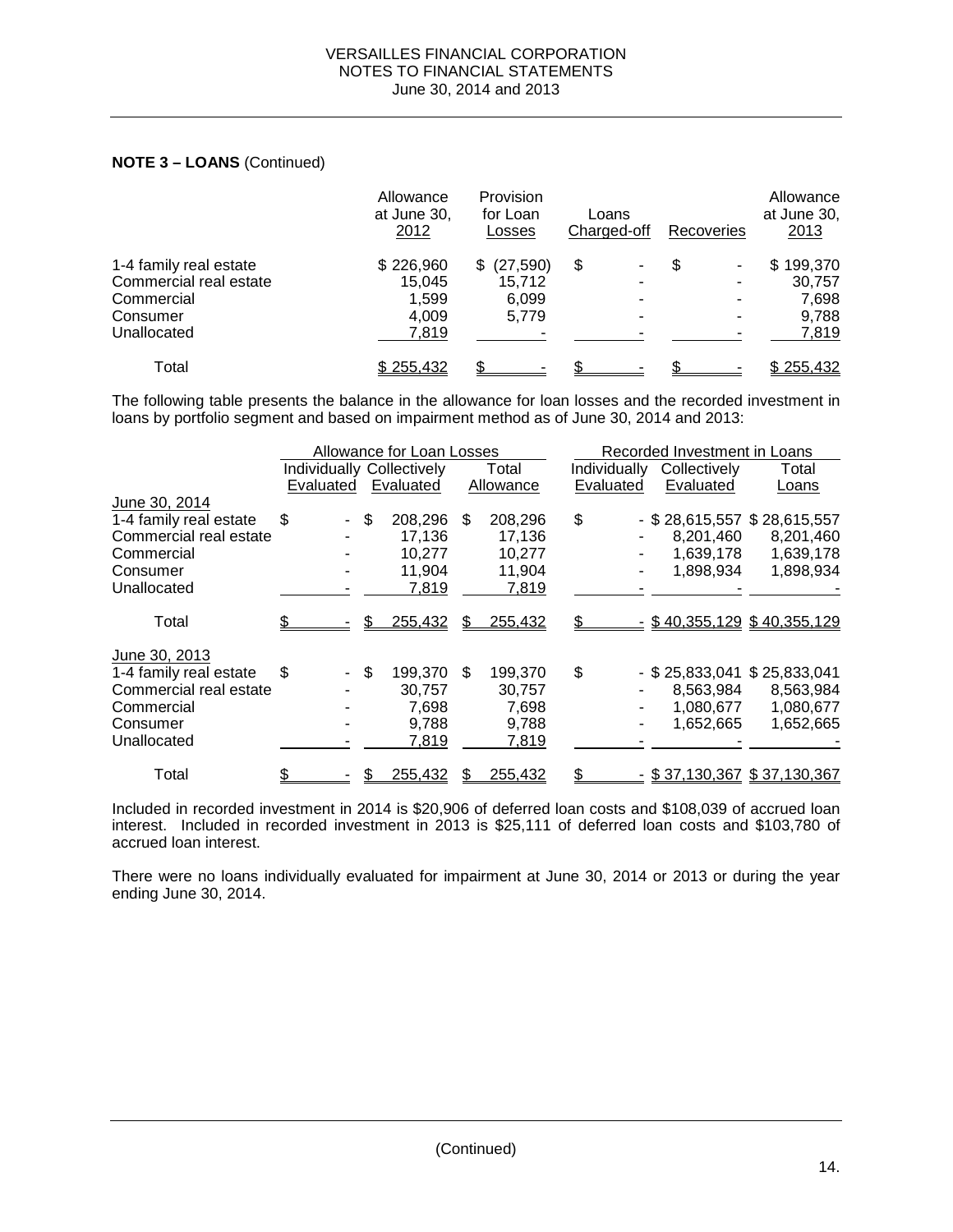**NOTE 3 – LOANS** (Continued)

| | Allowance at June 30, 2012 | Provision for Loan Losses | Loans Charged-off | Recoveries | Allowance at June 30, 2013 |
|---|---|---|---|---|---|
| 1-4 family real estate | $ 226,960 | $ (27,590) | $ - | $ - | $ 199,370 |
| Commercial real estate | 15,045 | 15,712 | - | - | 30,757 |
| Commercial | 1,599 | 6,099 | - | - | 7,698 |
| Consumer | 4,009 | 5,779 | - | - | 9,788 |
| Unallocated | 7,819 | - | - | - | 7,819 |
| Total | $ 255,432 | $ - | $ - | $ - | $ 255,432 |

The following table presents the balance in the allowance for loan losses and the recorded investment in loans by portfolio segment and based on impairment method as of June 30, 2014 and 2013:

| | Allowance for Loan Losses | | | Recorded Investment in Loans | | |
|---|---|---|---|---|---|---|
| | Individually Evaluated | Collectively Evaluated | Total Allowance | Individually Evaluated | Collectively Evaluated | Total Loans |
| June 30, 2014 | | | | | | |
| 1-4 family real estate | $ - | $ 208,296 | $ 208,296 | $ - | $ 28,615,557 | $ 28,615,557 |
| Commercial real estate | - | 17,136 | 17,136 | - | 8,201,460 | 8,201,460 |
| Commercial | - | 10,277 | 10,277 | - | 1,639,178 | 1,639,178 |
| Consumer | - | 11,904 | 11,904 | - | 1,898,934 | 1,898,934 |
| Unallocated | - | 7,819 | 7,819 | - | - | - |
| Total | $ - | $ 255,432 | $ 255,432 | $ - | $ 40,355,129 | $ 40,355,129 |
| June 30, 2013 | | | | | | |
| 1-4 family real estate | $ - | $ 199,370 | $ 199,370 | $ - | $ 25,833,041 | $ 25,833,041 |
| Commercial real estate | - | 30,757 | 30,757 | - | 8,563,984 | 8,563,984 |
| Commercial | - | 7,698 | 7,698 | - | 1,080,677 | 1,080,677 |
| Consumer | - | 9,788 | 9,788 | - | 1,652,665 | 1,652,665 |
| Unallocated | - | 7,819 | 7,819 | - | - | - |
| Total | $ - | $ 255,432 | $ 255,432 | $ - | $ 37,130,367 | $ 37,130,367 |

Included in recorded investment in 2014 is $20,906 of deferred loan costs and $108,039 of accrued loan interest. Included in recorded investment in 2013 is $25,111 of deferred loan costs and $103,780 of accrued loan interest.

There were no loans individually evaluated for impairment at June 30, 2014 or 2013 or during the year ending June 30, 2014.

(Continued)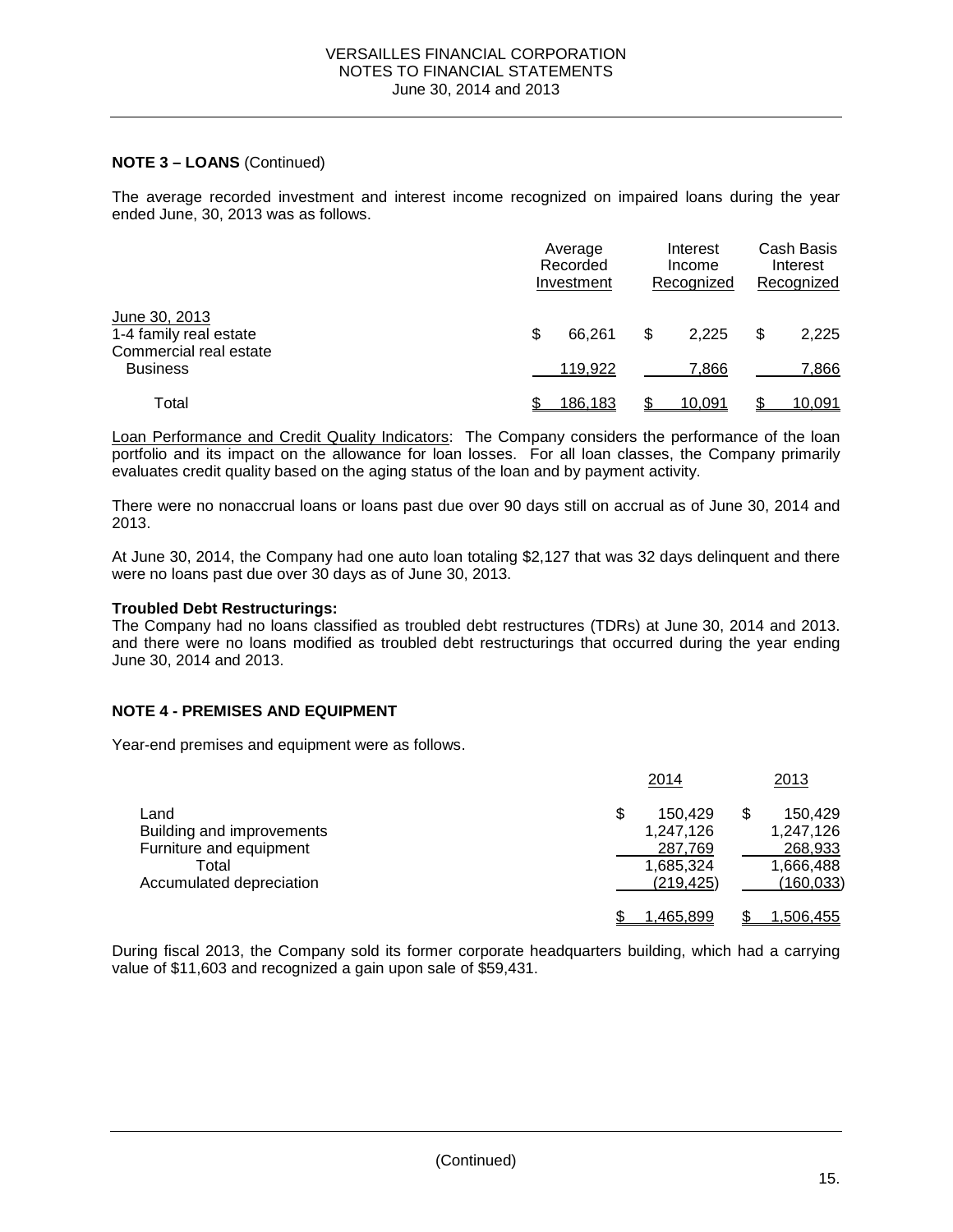**NOTE 3 – LOANS** (Continued)

The average recorded investment and interest income recognized on impaired loans during the year ended June, 30, 2013 was as follows.

| | Average Recorded Investment | Interest Income Recognized | Cash Basis Interest Recognized |
|---|---|---|---|
| June 30, 2013 | | | |
| 1-4 family real estate | $ 66,261 | $ 2,225 | $ 2,225 |
| Commercial real estate | | | |
| Business | 119,922 | 7,866 | 7,866 |
| Total | $ 186,183 | $ 10,091 | $ 10,091 |

Loan Performance and Credit Quality Indicators: The Company considers the performance of the loan portfolio and its impact on the allowance for loan losses. For all loan classes, the Company primarily evaluates credit quality based on the aging status of the loan and by payment activity.

There were no nonaccrual loans or loans past due over 90 days still on accrual as of June 30, 2014 and 2013.

At June 30, 2014, the Company had one auto loan totaling $2,127 that was 32 days delinquent and there were no loans past due over 30 days as of June 30, 2013.

**Troubled Debt Restructurings:**
The Company had no loans classified as troubled debt restructures (TDRs) at June 30, 2014 and 2013. and there were no loans modified as troubled debt restructurings that occurred during the year ending June 30, 2014 and 2013.

**NOTE 4 - PREMISES AND EQUIPMENT**

Year-end premises and equipment were as follows.

| | 2014 | 2013 |
|---|---|---|
| Land | $ 150,429 | $ 150,429 |
| Building and improvements | 1,247,126 | 1,247,126 |
| Furniture and equipment | 287,769 | 268,933 |
| Total | 1,685,324 | 1,666,488 |
| Accumulated depreciation | (219,425) | (160,033) |
| | $ 1,465,899 | $ 1,506,455 |

During fiscal 2013, the Company sold its former corporate headquarters building, which had a carrying value of $11,603 and recognized a gain upon sale of $59,431.

(Continued)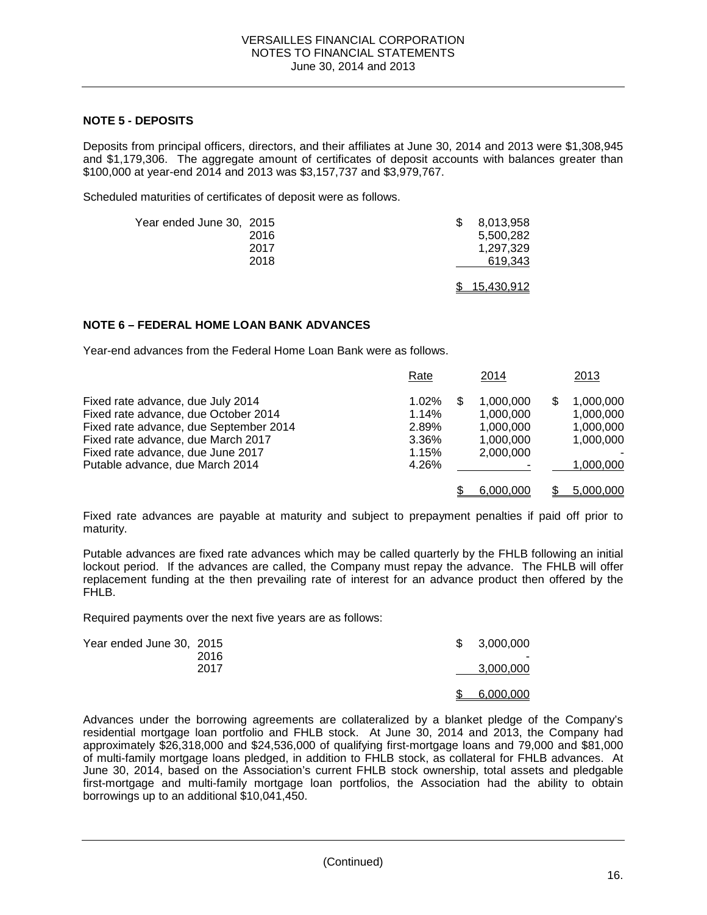## NOTE 5 - DEPOSITS

Deposits from principal officers, directors, and their affiliates at June 30, 2014 and 2013 were \$1,308,945 and \$1,179,306. The aggregate amount of certificates of deposit accounts with balances greater than \$100,000 at year-end 2014 and 2013 was \$3,157,737 and \$3,979,767.

Scheduled maturities of certificates of deposit were as follows.

| | |
|---|---|
| Year ended June 30, 2015 | $ 8,013,958 |
| 2016 | 5,500,282 |
| 2017 | 1,297,329 |
| 2018 | 619,343 |
| | $ 15,430,912 |

## NOTE 6 – FEDERAL HOME LOAN BANK ADVANCES

Year-end advances from the Federal Home Loan Bank were as follows.

| | Rate | 2014 | 2013 |
|---|---|---|---|
| Fixed rate advance, due July 2014 | 1.02% | $ 1,000,000 | $ 1,000,000 |
| Fixed rate advance, due October 2014 | 1.14% | 1,000,000 | 1,000,000 |
| Fixed rate advance, due September 2014 | 2.89% | 1,000,000 | 1,000,000 |
| Fixed rate advance, due March 2017 | 3.36% | 1,000,000 | 1,000,000 |
| Fixed rate advance, due June 2017 | 1.15% | 2,000,000 | - |
| Putable advance, due March 2014 | 4.26% | - | 1,000,000 |
| | | $ 6,000,000 | $ 5,000,000 |

Fixed rate advances are payable at maturity and subject to prepayment penalties if paid off prior to maturity.

Putable advances are fixed rate advances which may be called quarterly by the FHLB following an initial lockout period. If the advances are called, the Company must repay the advance. The FHLB will offer replacement funding at the then prevailing rate of interest for an advance product then offered by the FHLB.

Required payments over the next five years are as follows:

| | |
|---|---|
| Year ended June 30, 2015 | $ 3,000,000 |
| 2016 | - |
| 2017 | 3,000,000 |
| | $ 6,000,000 |

Advances under the borrowing agreements are collateralized by a blanket pledge of the Company's residential mortgage loan portfolio and FHLB stock. At June 30, 2014 and 2013, the Company had approximately \$26,318,000 and \$24,536,000 of qualifying first-mortgage loans and 79,000 and \$81,000 of multi-family mortgage loans pledged, in addition to FHLB stock, as collateral for FHLB advances. At June 30, 2014, based on the Association's current FHLB stock ownership, total assets and pledgable first-mortgage and multi-family mortgage loan portfolios, the Association had the ability to obtain borrowings up to an additional \$10,041,450.

(Continued)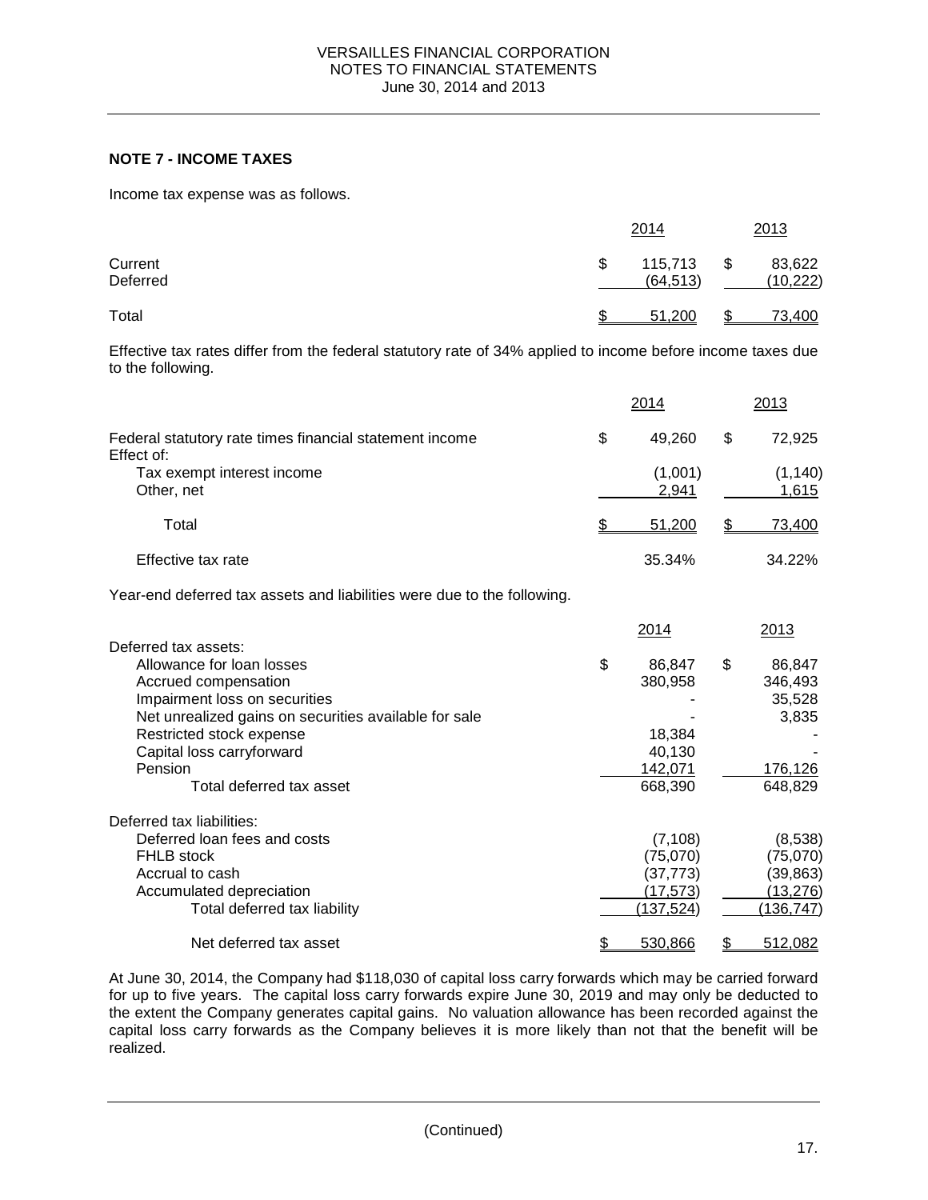## NOTE 7 - INCOME TAXES

Income tax expense was as follows.

| | 2014 | 2013 |
|---|---|---|
| Current | $ 115,713 | $ 83,622 |
| Deferred | (64,513) | (10,222) |
| Total | $ 51,200 | $ 73,400 |

Effective tax rates differ from the federal statutory rate of 34% applied to income before income taxes due to the following.

| | 2014 | 2013 |
|---|---|---|
| Federal statutory rate times financial statement income | $ 49,260 | $ 72,925 |
| Effect of: | | |
| Tax exempt interest income | (1,001) | (1,140) |
| Other, net | 2,941 | 1,615 |
| Total | $ 51,200 | $ 73,400 |
| Effective tax rate | 35.34% | 34.22% |

Year-end deferred tax assets and liabilities were due to the following.

| | 2014 | 2013 |
|---|---|---|
| Deferred tax assets: | | |
| Allowance for loan losses | $ 86,847 | $ 86,847 |
| Accrued compensation | 380,958 | 346,493 |
| Impairment loss on securities | - | 35,528 |
| Net unrealized gains on securities available for sale | - | 3,835 |
| Restricted stock expense | 18,384 | - |
| Capital loss carryforward | 40,130 | - |
| Pension | 142,071 | 176,126 |
| Total deferred tax asset | 668,390 | 648,829 |
| Deferred tax liabilities: | | |
| Deferred loan fees and costs | (7,108) | (8,538) |
| FHLB stock | (75,070) | (75,070) |
| Accrual to cash | (37,773) | (39,863) |
| Accumulated depreciation | (17,573) | (13,276) |
| Total deferred tax liability | (137,524) | (136,747) |
| Net deferred tax asset | $ 530,866 | $ 512,082 |

At June 30, 2014, the Company had $118,030 of capital loss carry forwards which may be carried forward for up to five years. The capital loss carry forwards expire June 30, 2019 and may only be deducted to the extent the Company generates capital gains. No valuation allowance has been recorded against the capital loss carry forwards as the Company believes it is more likely than not that the benefit will be realized.

(Continued)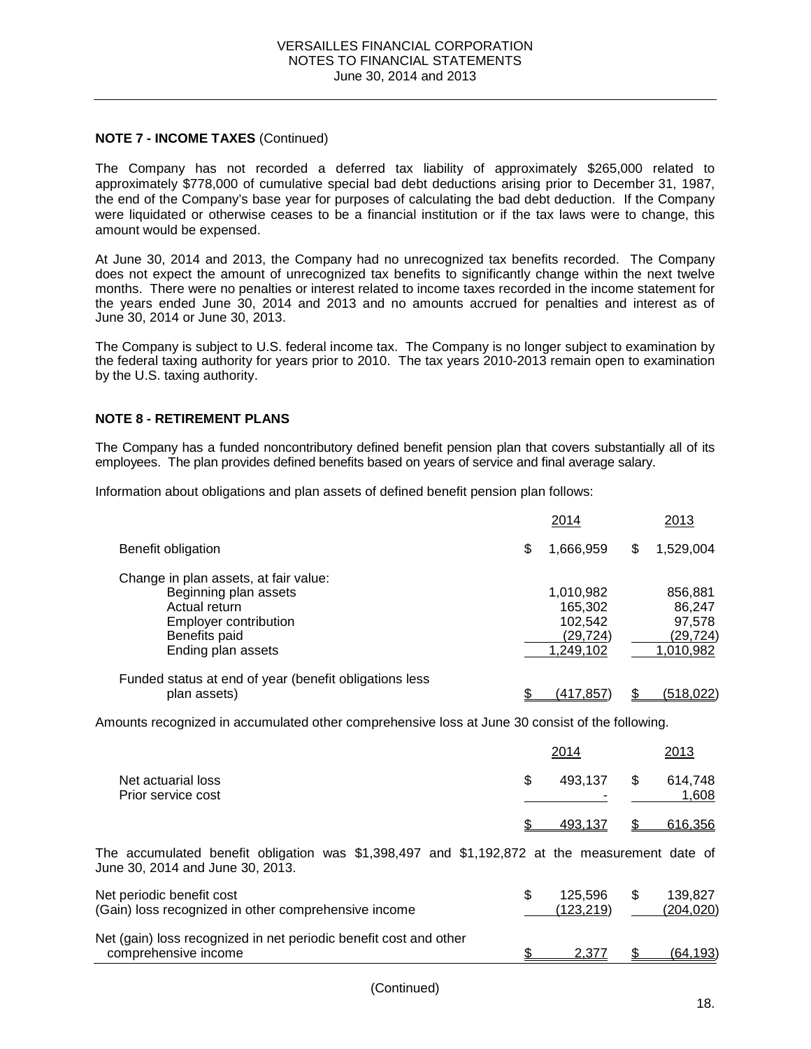**NOTE 7 - INCOME TAXES** (Continued)

The Company has not recorded a deferred tax liability of approximately $265,000 related to approximately $778,000 of cumulative special bad debt deductions arising prior to December 31, 1987, the end of the Company's base year for purposes of calculating the bad debt deduction. If the Company were liquidated or otherwise ceases to be a financial institution or if the tax laws were to change, this amount would be expensed.

At June 30, 2014 and 2013, the Company had no unrecognized tax benefits recorded. The Company does not expect the amount of unrecognized tax benefits to significantly change within the next twelve months. There were no penalties or interest related to income taxes recorded in the income statement for the years ended June 30, 2014 and 2013 and no amounts accrued for penalties and interest as of June 30, 2014 or June 30, 2013.

The Company is subject to U.S. federal income tax. The Company is no longer subject to examination by the federal taxing authority for years prior to 2010. The tax years 2010-2013 remain open to examination by the U.S. taxing authority.

**NOTE 8 - RETIREMENT PLANS**

The Company has a funded noncontributory defined benefit pension plan that covers substantially all of its employees. The plan provides defined benefits based on years of service and final average salary.

Information about obligations and plan assets of defined benefit pension plan follows:

| | 2014 | 2013 |
|---|---|---|
| Benefit obligation | $ 1,666,959 | $ 1,529,004 |
| Change in plan assets, at fair value: | | |
| Beginning plan assets | 1,010,982 | 856,881 |
| Actual return | 165,302 | 86,247 |
| Employer contribution | 102,542 | 97,578 |
| Benefits paid | (29,724) | (29,724) |
| Ending plan assets | 1,249,102 | 1,010,982 |
| Funded status at end of year (benefit obligations less plan assets) | $ (417,857) | $ (518,022) |

Amounts recognized in accumulated other comprehensive loss at June 30 consist of the following.

| | 2014 | 2013 |
|---|---|---|
| Net actuarial loss | $ 493,137 | $ 614,748 |
| Prior service cost | - | 1,608 |
| | $ 493,137 | $ 616,356 |

The accumulated benefit obligation was $1,398,497 and $1,192,872 at the measurement date of June 30, 2014 and June 30, 2013.

| | 2014 | 2013 |
|---|---|---|
| Net periodic benefit cost | $ 125,596 | $ 139,827 |
| (Gain) loss recognized in other comprehensive income | (123,219) | (204,020) |
| Net (gain) loss recognized in net periodic benefit cost and other comprehensive income | $ 2,377 | $ (64,193) |

(Continued)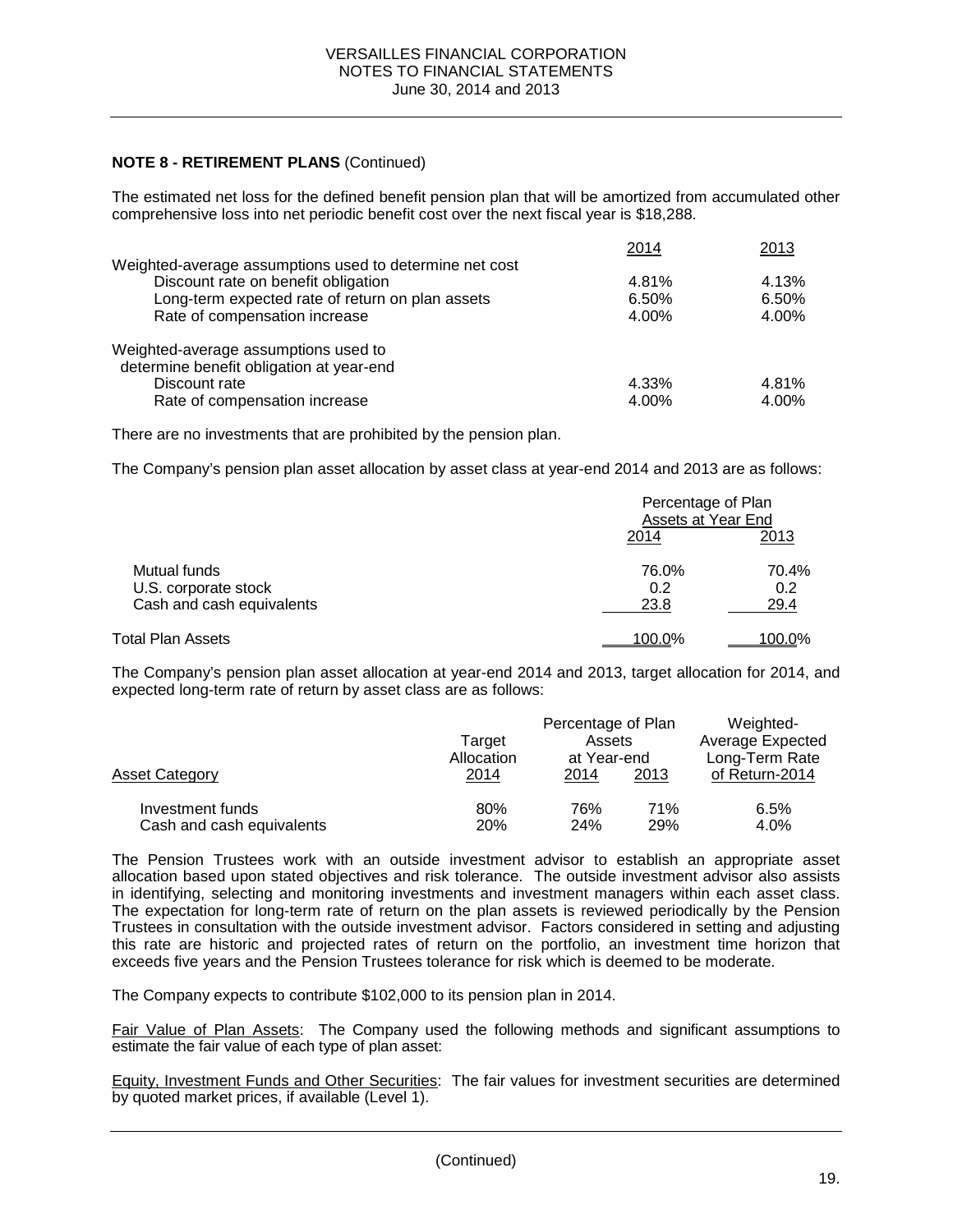**NOTE 8 - RETIREMENT PLANS** (Continued)

The estimated net loss for the defined benefit pension plan that will be amortized from accumulated other comprehensive loss into net periodic benefit cost over the next fiscal year is $18,288.

| | 2014 | 2013 |
|---|---|---|
| Weighted-average assumptions used to determine net cost | | |
| Discount rate on benefit obligation | 4.81% | 4.13% |
| Long-term expected rate of return on plan assets | 6.50% | 6.50% |
| Rate of compensation increase | 4.00% | 4.00% |
| Weighted-average assumptions used to determine benefit obligation at year-end | | |
| Discount rate | 4.33% | 4.81% |
| Rate of compensation increase | 4.00% | 4.00% |

There are no investments that are prohibited by the pension plan.

The Company's pension plan asset allocation by asset class at year-end 2014 and 2013 are as follows:

| | Percentage of Plan Assets at Year End | |
|---|---|---|
| | 2014 | 2013 |
| Mutual funds | 76.0% | 70.4% |
| U.S. corporate stock | 0.2 | 0.2 |
| Cash and cash equivalents | 23.8 | 29.4 |
| Total Plan Assets | 100.0% | 100.0% |

The Company's pension plan asset allocation at year-end 2014 and 2013, target allocation for 2014, and expected long-term rate of return by asset class are as follows:

| Asset Category | Target Allocation 2014 | Percentage of Plan Assets at Year-end 2014 | 2013 | Weighted-Average Expected Long-Term Rate of Return-2014 |
|---|---|---|---|---|
| Investment funds | 80% | 76% | 71% | 6.5% |
| Cash and cash equivalents | 20% | 24% | 29% | 4.0% |

The Pension Trustees work with an outside investment advisor to establish an appropriate asset allocation based upon stated objectives and risk tolerance. The outside investment advisor also assists in identifying, selecting and monitoring investments and investment managers within each asset class. The expectation for long-term rate of return on the plan assets is reviewed periodically by the Pension Trustees in consultation with the outside investment advisor. Factors considered in setting and adjusting this rate are historic and projected rates of return on the portfolio, an investment time horizon that exceeds five years and the Pension Trustees tolerance for risk which is deemed to be moderate.

The Company expects to contribute $102,000 to its pension plan in 2014.

Fair Value of Plan Assets: The Company used the following methods and significant assumptions to estimate the fair value of each type of plan asset:

Equity, Investment Funds and Other Securities: The fair values for investment securities are determined by quoted market prices, if available (Level 1).

(Continued)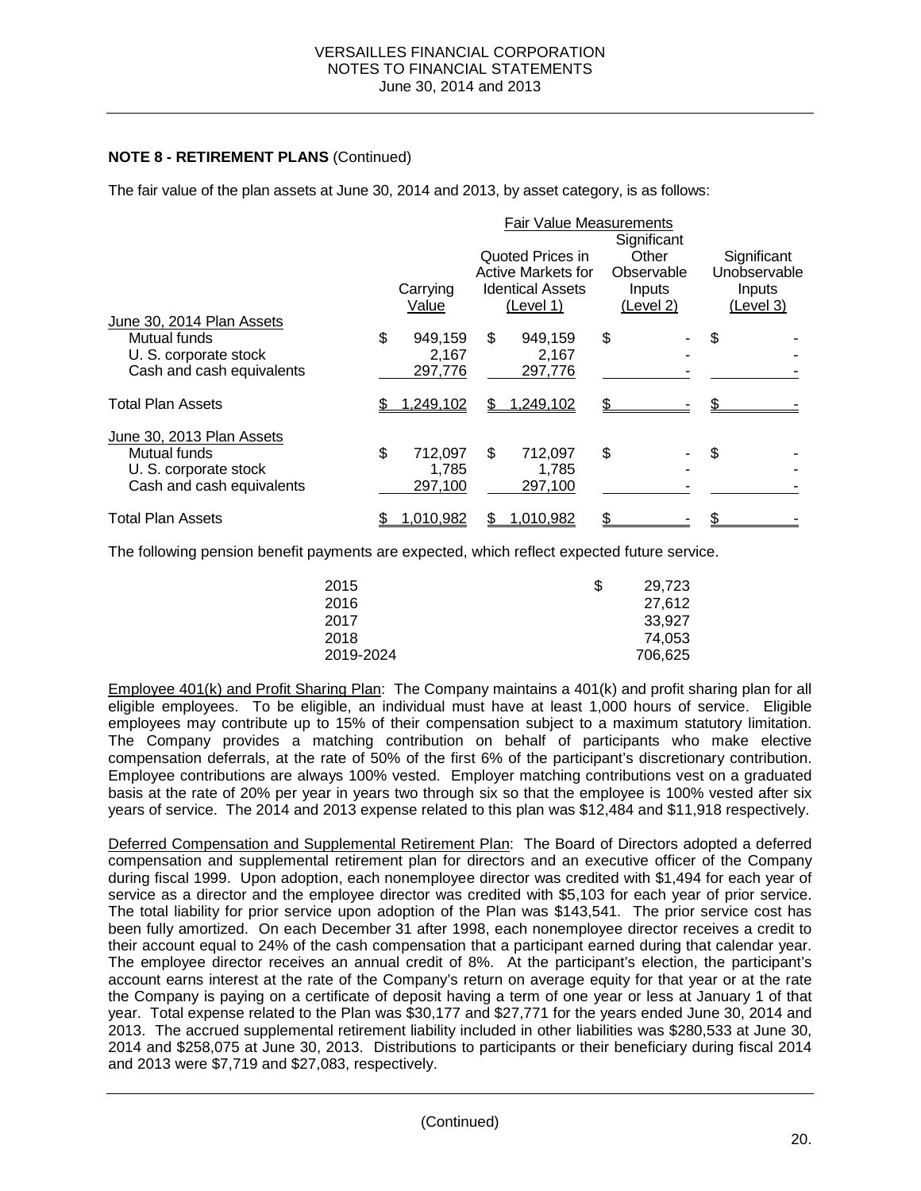**NOTE 8 - RETIREMENT PLANS** (Continued)

The fair value of the plan assets at June 30, 2014 and 2013, by asset category, is as follows:

| | | Fair Value Measurements | | |
|---|---|---|---|---|
| | Carrying Value | Quoted Prices in Active Markets for Identical Assets (Level 1) | Significant Other Observable Inputs (Level 2) | Significant Unobservable Inputs (Level 3) |
| June 30, 2014 Plan Assets | | | | |
| Mutual funds | $ 949,159 | $ 949,159 | $ - | $ - |
| U. S. corporate stock | 2,167 | 2,167 | - | - |
| Cash and cash equivalents | 297,776 | 297,776 | - | - |
| Total Plan Assets | $ 1,249,102 | $ 1,249,102 | $ - | $ - |
| June 30, 2013 Plan Assets | | | | |
| Mutual funds | $ 712,097 | $ 712,097 | $ - | $ - |
| U. S. corporate stock | 1,785 | 1,785 | - | - |
| Cash and cash equivalents | 297,100 | 297,100 | - | - |
| Total Plan Assets | $ 1,010,982 | $ 1,010,982 | $ - | $ - |

The following pension benefit payments are expected, which reflect expected future service.

| | |
|---|---|
| 2015 | $ 29,723 |
| 2016 | 27,612 |
| 2017 | 33,927 |
| 2018 | 74,053 |
| 2019-2024 | 706,625 |

Employee 401(k) and Profit Sharing Plan: The Company maintains a 401(k) and profit sharing plan for all eligible employees. To be eligible, an individual must have at least 1,000 hours of service. Eligible employees may contribute up to 15% of their compensation subject to a maximum statutory limitation. The Company provides a matching contribution on behalf of participants who make elective compensation deferrals, at the rate of 50% of the first 6% of the participant's discretionary contribution. Employee contributions are always 100% vested. Employer matching contributions vest on a graduated basis at the rate of 20% per year in years two through six so that the employee is 100% vested after six years of service. The 2014 and 2013 expense related to this plan was $12,484 and $11,918 respectively.

Deferred Compensation and Supplemental Retirement Plan: The Board of Directors adopted a deferred compensation and supplemental retirement plan for directors and an executive officer of the Company during fiscal 1999. Upon adoption, each nonemployee director was credited with $1,494 for each year of service as a director and the employee director was credited with $5,103 for each year of prior service. The total liability for prior service upon adoption of the Plan was $143,541. The prior service cost has been fully amortized. On each December 31 after 1998, each nonemployee director receives a credit to their account equal to 24% of the cash compensation that a participant earned during that calendar year. The employee director receives an annual credit of 8%. At the participant's election, the participant's account earns interest at the rate of the Company's return on average equity for that year or at the rate the Company is paying on a certificate of deposit having a term of one year or less at January 1 of that year. Total expense related to the Plan was $30,177 and $27,771 for the years ended June 30, 2014 and 2013. The accrued supplemental retirement liability included in other liabilities was $280,533 at June 30, 2014 and $258,075 at June 30, 2013. Distributions to participants or their beneficiary during fiscal 2014 and 2013 were $7,719 and $27,083, respectively.

(Continued)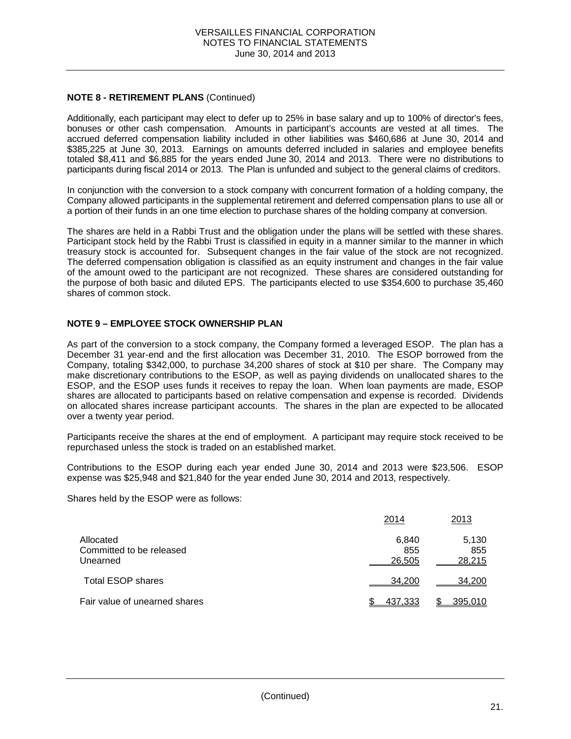## NOTE 8 - RETIREMENT PLANS (Continued)

Additionally, each participant may elect to defer up to 25% in base salary and up to 100% of director's fees, bonuses or other cash compensation. Amounts in participant's accounts are vested at all times. The accrued deferred compensation liability included in other liabilities was $460,686 at June 30, 2014 and $385,225 at June 30, 2013. Earnings on amounts deferred included in salaries and employee benefits totaled $8,411 and $6,885 for the years ended June 30, 2014 and 2013. There were no distributions to participants during fiscal 2014 or 2013. The Plan is unfunded and subject to the general claims of creditors.

In conjunction with the conversion to a stock company with concurrent formation of a holding company, the Company allowed participants in the supplemental retirement and deferred compensation plans to use all or a portion of their funds in an one time election to purchase shares of the holding company at conversion.

The shares are held in a Rabbi Trust and the obligation under the plans will be settled with these shares. Participant stock held by the Rabbi Trust is classified in equity in a manner similar to the manner in which treasury stock is accounted for. Subsequent changes in the fair value of the stock are not recognized. The deferred compensation obligation is classified as an equity instrument and changes in the fair value of the amount owed to the participant are not recognized. These shares are considered outstanding for the purpose of both basic and diluted EPS. The participants elected to use $354,600 to purchase 35,460 shares of common stock.

## NOTE 9 – EMPLOYEE STOCK OWNERSHIP PLAN

As part of the conversion to a stock company, the Company formed a leveraged ESOP. The plan has a December 31 year-end and the first allocation was December 31, 2010. The ESOP borrowed from the Company, totaling $342,000, to purchase 34,200 shares of stock at $10 per share. The Company may make discretionary contributions to the ESOP, as well as paying dividends on unallocated shares to the ESOP, and the ESOP uses funds it receives to repay the loan. When loan payments are made, ESOP shares are allocated to participants based on relative compensation and expense is recorded. Dividends on allocated shares increase participant accounts. The shares in the plan are expected to be allocated over a twenty year period.

Participants receive the shares at the end of employment. A participant may require stock received to be repurchased unless the stock is traded on an established market.

Contributions to the ESOP during each year ended June 30, 2014 and 2013 were $23,506. ESOP expense was $25,948 and $21,840 for the year ended June 30, 2014 and 2013, respectively.

Shares held by the ESOP were as follows:

| | 2014 | 2013 |
|---|---|---|
| Allocated | 6,840 | 5,130 |
| Committed to be released | 855 | 855 |
| Unearned | 26,505 | 28,215 |
| Total ESOP shares | 34,200 | 34,200 |
| Fair value of unearned shares | $ 437,333 | $ 395,010 |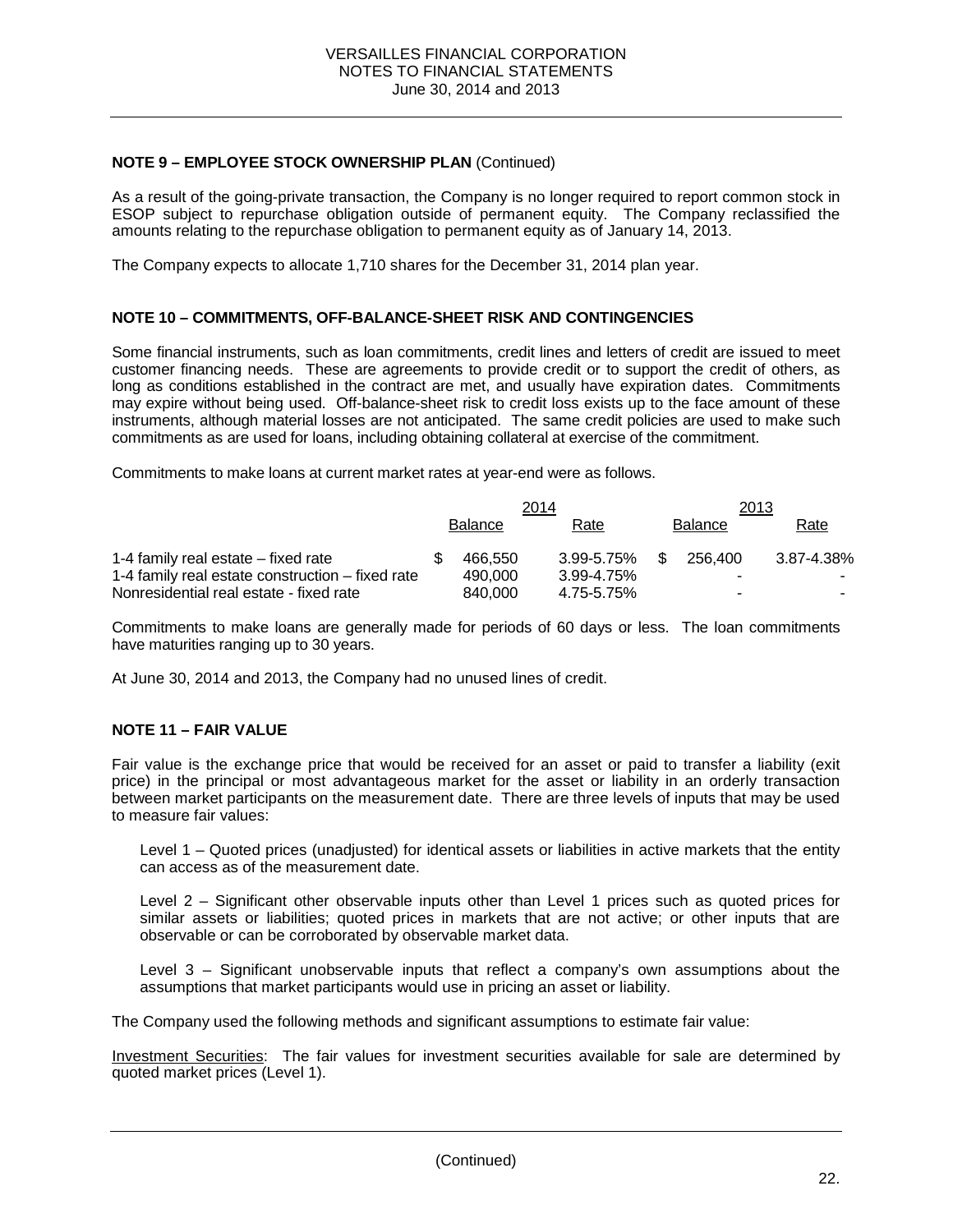## NOTE 9 – EMPLOYEE STOCK OWNERSHIP PLAN (Continued)

As a result of the going-private transaction, the Company is no longer required to report common stock in ESOP subject to repurchase obligation outside of permanent equity. The Company reclassified the amounts relating to the repurchase obligation to permanent equity as of January 14, 2013.

The Company expects to allocate 1,710 shares for the December 31, 2014 plan year.

## NOTE 10 – COMMITMENTS, OFF-BALANCE-SHEET RISK AND CONTINGENCIES

Some financial instruments, such as loan commitments, credit lines and letters of credit are issued to meet customer financing needs. These are agreements to provide credit or to support the credit of others, as long as conditions established in the contract are met, and usually have expiration dates. Commitments may expire without being used. Off-balance-sheet risk to credit loss exists up to the face amount of these instruments, although material losses are not anticipated. The same credit policies are used to make such commitments as are used for loans, including obtaining collateral at exercise of the commitment.

Commitments to make loans at current market rates at year-end were as follows.

| | 2014 | | 2013 | |
|---|---|---|---|---|
| | Balance | Rate | Balance | Rate |
| 1-4 family real estate – fixed rate | $ 466,550 | 3.99-5.75% | $ 256,400 | 3.87-4.38% |
| 1-4 family real estate construction – fixed rate | 490,000 | 3.99-4.75% | - | - |
| Nonresidential real estate - fixed rate | 840,000 | 4.75-5.75% | - | - |

Commitments to make loans are generally made for periods of 60 days or less. The loan commitments have maturities ranging up to 30 years.

At June 30, 2014 and 2013, the Company had no unused lines of credit.

## NOTE 11 – FAIR VALUE

Fair value is the exchange price that would be received for an asset or paid to transfer a liability (exit price) in the principal or most advantageous market for the asset or liability in an orderly transaction between market participants on the measurement date. There are three levels of inputs that may be used to measure fair values:

Level 1 – Quoted prices (unadjusted) for identical assets or liabilities in active markets that the entity can access as of the measurement date.

Level 2 – Significant other observable inputs other than Level 1 prices such as quoted prices for similar assets or liabilities; quoted prices in markets that are not active; or other inputs that are observable or can be corroborated by observable market data.

Level 3 – Significant unobservable inputs that reflect a company's own assumptions about the assumptions that market participants would use in pricing an asset or liability.

The Company used the following methods and significant assumptions to estimate fair value:

Investment Securities: The fair values for investment securities available for sale are determined by quoted market prices (Level 1).

(Continued)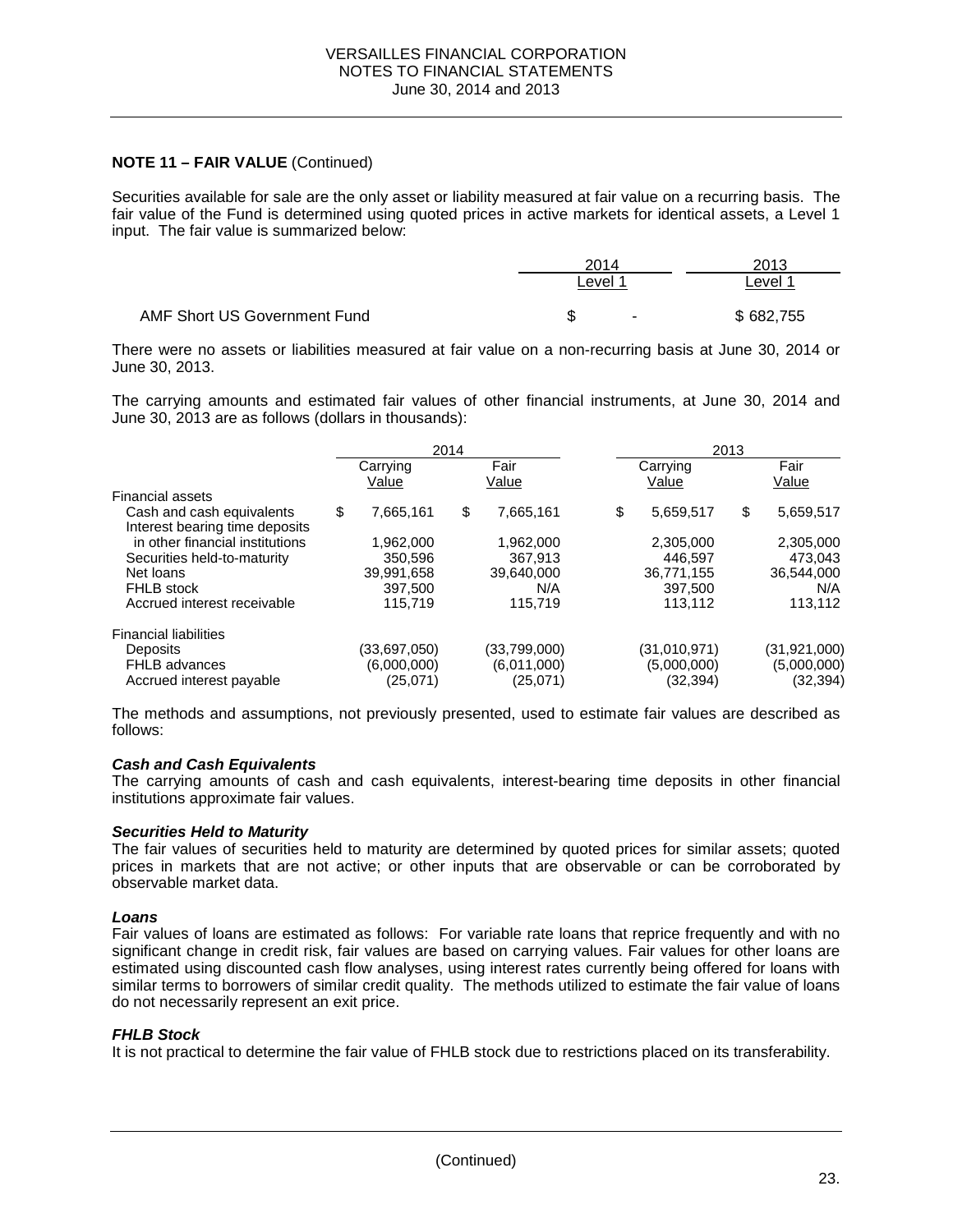**NOTE 11 – FAIR VALUE** (Continued)

Securities available for sale are the only asset or liability measured at fair value on a recurring basis. The fair value of the Fund is determined using quoted prices in active markets for identical assets, a Level 1 input. The fair value is summarized below:

| | 2014 | 2013 |
|---|---|---|
| | Level 1 | Level 1 |
| AMF Short US Government Fund | $ - | $ 682,755 |

There were no assets or liabilities measured at fair value on a non-recurring basis at June 30, 2014 or June 30, 2013.

The carrying amounts and estimated fair values of other financial instruments, at June 30, 2014 and June 30, 2013 are as follows (dollars in thousands):

| | 2014 | | 2013 | |
|---|---|---|---|---|
| | Carrying Value | Fair Value | Carrying Value | Fair Value |
| Financial assets | | | | |
| Cash and cash equivalents | $ 7,665,161 | $ 7,665,161 | $ 5,659,517 | $ 5,659,517 |
| Interest bearing time deposits in other financial institutions | 1,962,000 | 1,962,000 | 2,305,000 | 2,305,000 |
| Securities held-to-maturity | 350,596 | 367,913 | 446,597 | 473,043 |
| Net loans | 39,991,658 | 39,640,000 | 36,771,155 | 36,544,000 |
| FHLB stock | 397,500 | N/A | 397,500 | N/A |
| Accrued interest receivable | 115,719 | 115,719 | 113,112 | 113,112 |
| Financial liabilities | | | | |
| Deposits | (33,697,050) | (33,799,000) | (31,010,971) | (31,921,000) |
| FHLB advances | (6,000,000) | (6,011,000) | (5,000,000) | (5,000,000) |
| Accrued interest payable | (25,071) | (25,071) | (32,394) | (32,394) |

The methods and assumptions, not previously presented, used to estimate fair values are described as follows:

***Cash and Cash Equivalents***
The carrying amounts of cash and cash equivalents, interest-bearing time deposits in other financial institutions approximate fair values.

***Securities Held to Maturity***
The fair values of securities held to maturity are determined by quoted prices for similar assets; quoted prices in markets that are not active; or other inputs that are observable or can be corroborated by observable market data.

***Loans***
Fair values of loans are estimated as follows: For variable rate loans that reprice frequently and with no significant change in credit risk, fair values are based on carrying values. Fair values for other loans are estimated using discounted cash flow analyses, using interest rates currently being offered for loans with similar terms to borrowers of similar credit quality. The methods utilized to estimate the fair value of loans do not necessarily represent an exit price.

***FHLB Stock***
It is not practical to determine the fair value of FHLB stock due to restrictions placed on its transferability.

(Continued)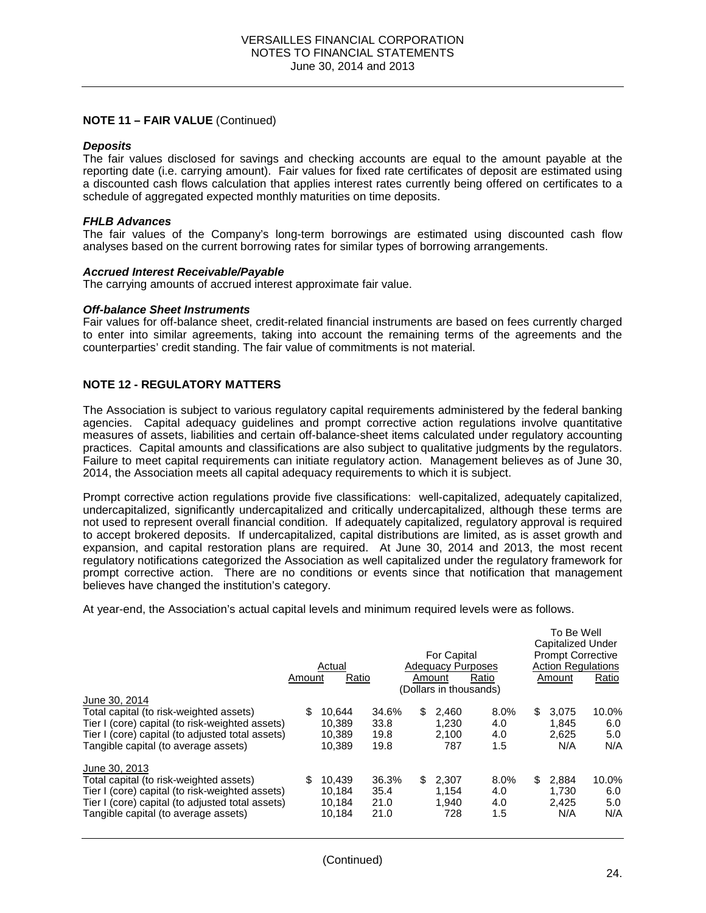**NOTE 11 – FAIR VALUE** (Continued)

***Deposits***
The fair values disclosed for savings and checking accounts are equal to the amount payable at the reporting date (i.e. carrying amount). Fair values for fixed rate certificates of deposit are estimated using a discounted cash flows calculation that applies interest rates currently being offered on certificates to a schedule of aggregated expected monthly maturities on time deposits.

***FHLB Advances***
The fair values of the Company's long-term borrowings are estimated using discounted cash flow analyses based on the current borrowing rates for similar types of borrowing arrangements.

***Accrued Interest Receivable/Payable***
The carrying amounts of accrued interest approximate fair value.

***Off-balance Sheet Instruments***
Fair values for off-balance sheet, credit-related financial instruments are based on fees currently charged to enter into similar agreements, taking into account the remaining terms of the agreements and the counterparties' credit standing. The fair value of commitments is not material.

**NOTE 12 - REGULATORY MATTERS**

The Association is subject to various regulatory capital requirements administered by the federal banking agencies. Capital adequacy guidelines and prompt corrective action regulations involve quantitative measures of assets, liabilities and certain off-balance-sheet items calculated under regulatory accounting practices. Capital amounts and classifications are also subject to qualitative judgments by the regulators. Failure to meet capital requirements can initiate regulatory action. Management believes as of June 30, 2014, the Association meets all capital adequacy requirements to which it is subject.

Prompt corrective action regulations provide five classifications: well-capitalized, adequately capitalized, undercapitalized, significantly undercapitalized and critically undercapitalized, although these terms are not used to represent overall financial condition. If adequately capitalized, regulatory approval is required to accept brokered deposits. If undercapitalized, capital distributions are limited, as is asset growth and expansion, and capital restoration plans are required. At June 30, 2014 and 2013, the most recent regulatory notifications categorized the Association as well capitalized under the regulatory framework for prompt corrective action. There are no conditions or events since that notification that management believes have changed the institution's category.

At year-end, the Association's actual capital levels and minimum required levels were as follows.

| | Actual | | For Capital Adequacy Purposes | | To Be Well Capitalized Under Prompt Corrective Action Regulations | |
|---|---|---|---|---|---|---|
| | Amount | Ratio | Amount | Ratio | Amount | Ratio |
| | (Dollars in thousands) | | | | | |
| June 30, 2014 | | | | | | |
| Total capital (to risk-weighted assets) | $ 10,644 | 34.6% | $ 2,460 | 8.0% | $ 3,075 | 10.0% |
| Tier I (core) capital (to risk-weighted assets) | 10,389 | 33.8 | 1,230 | 4.0 | 1,845 | 6.0 |
| Tier I (core) capital (to adjusted total assets) | 10,389 | 19.8 | 2,100 | 4.0 | 2,625 | 5.0 |
| Tangible capital (to average assets) | 10,389 | 19.8 | 787 | 1.5 | N/A | N/A |
| June 30, 2013 | | | | | | |
| Total capital (to risk-weighted assets) | $ 10,439 | 36.3% | $ 2,307 | 8.0% | $ 2,884 | 10.0% |
| Tier I (core) capital (to risk-weighted assets) | 10,184 | 35.4 | 1,154 | 4.0 | 1,730 | 6.0 |
| Tier I (core) capital (to adjusted total assets) | 10,184 | 21.0 | 1,940 | 4.0 | 2,425 | 5.0 |
| Tangible capital (to average assets) | 10,184 | 21.0 | 728 | 1.5 | N/A | N/A |

(Continued)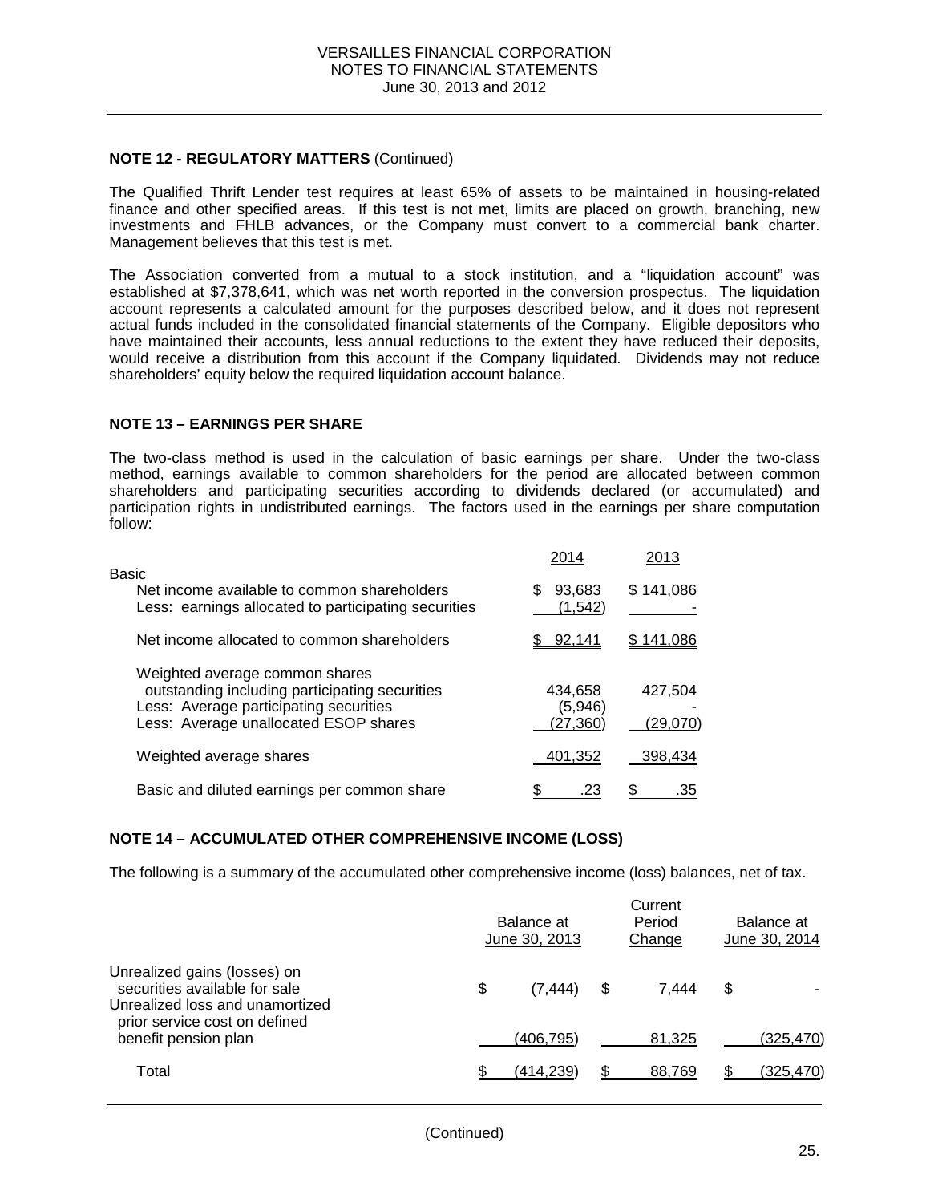**NOTE 12 - REGULATORY MATTERS** (Continued)

The Qualified Thrift Lender test requires at least 65% of assets to be maintained in housing-related finance and other specified areas. If this test is not met, limits are placed on growth, branching, new investments and FHLB advances, or the Company must convert to a commercial bank charter. Management believes that this test is met.

The Association converted from a mutual to a stock institution, and a "liquidation account" was established at $7,378,641, which was net worth reported in the conversion prospectus. The liquidation account represents a calculated amount for the purposes described below, and it does not represent actual funds included in the consolidated financial statements of the Company. Eligible depositors who have maintained their accounts, less annual reductions to the extent they have reduced their deposits, would receive a distribution from this account if the Company liquidated. Dividends may not reduce shareholders' equity below the required liquidation account balance.

**NOTE 13 – EARNINGS PER SHARE**

The two-class method is used in the calculation of basic earnings per share. Under the two-class method, earnings available to common shareholders for the period are allocated between common shareholders and participating securities according to dividends declared (or accumulated) and participation rights in undistributed earnings. The factors used in the earnings per share computation follow:

| | 2014 | 2013 |
|---|---|---|
| Basic | | |
| Net income available to common shareholders | $ 93,683 | $ 141,086 |
| Less: earnings allocated to participating securities | (1,542) | - |
| Net income allocated to common shareholders | $ 92,141 | $ 141,086 |
| Weighted average common shares outstanding including participating securities | 434,658 | 427,504 |
| Less: Average participating securities | (5,946) | - |
| Less: Average unallocated ESOP shares | (27,360) | (29,070) |
| Weighted average shares | 401,352 | 398,434 |
| Basic and diluted earnings per common share | $ .23 | $ .35 |

**NOTE 14 – ACCUMULATED OTHER COMPREHENSIVE INCOME (LOSS)**

The following is a summary of the accumulated other comprehensive income (loss) balances, net of tax.

| | Balance at June 30, 2013 | Current Period Change | Balance at June 30, 2014 |
|---|---|---|---|
| Unrealized gains (losses) on securities available for sale | $ (7,444) | $ 7,444 | $ - |
| Unrealized loss and unamortized prior service cost on defined benefit pension plan | (406,795) | 81,325 | (325,470) |
| Total | $ (414,239) | $ 88,769 | $ (325,470) |

(Continued)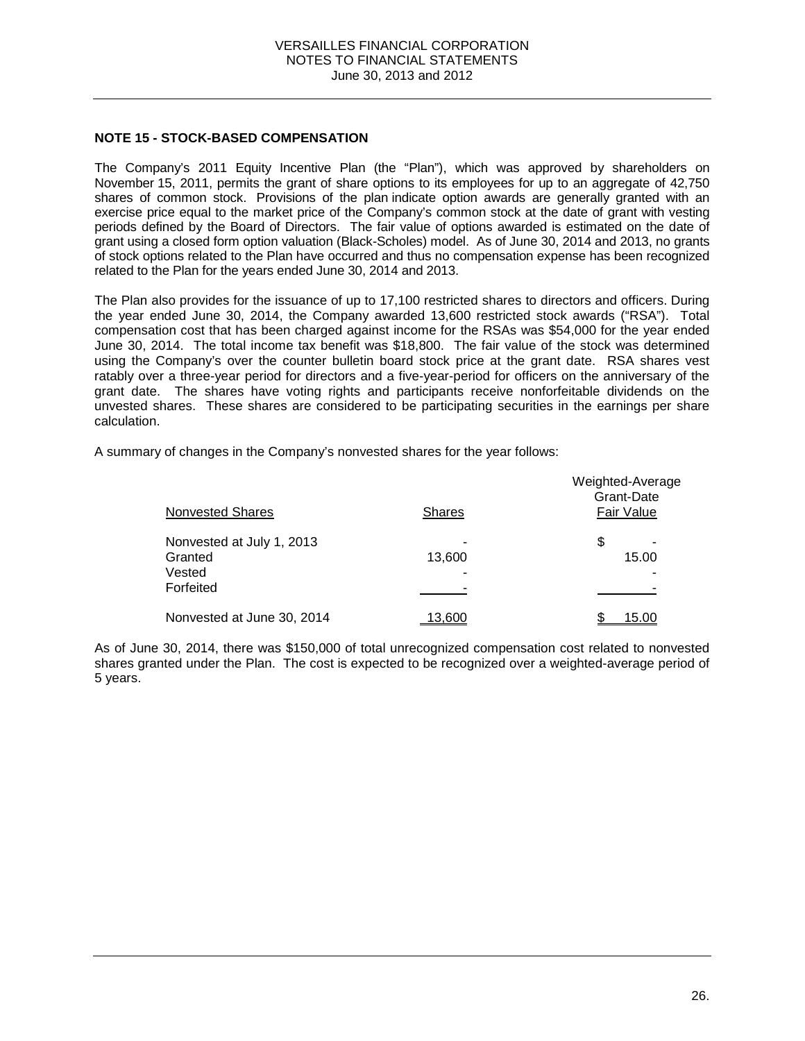## NOTE 15 - STOCK-BASED COMPENSATION

The Company's 2011 Equity Incentive Plan (the "Plan"), which was approved by shareholders on November 15, 2011, permits the grant of share options to its employees for up to an aggregate of 42,750 shares of common stock. Provisions of the plan indicate option awards are generally granted with an exercise price equal to the market price of the Company's common stock at the date of grant with vesting periods defined by the Board of Directors. The fair value of options awarded is estimated on the date of grant using a closed form option valuation (Black-Scholes) model. As of June 30, 2014 and 2013, no grants of stock options related to the Plan have occurred and thus no compensation expense has been recognized related to the Plan for the years ended June 30, 2014 and 2013.

The Plan also provides for the issuance of up to 17,100 restricted shares to directors and officers. During the year ended June 30, 2014, the Company awarded 13,600 restricted stock awards ("RSA"). Total compensation cost that has been charged against income for the RSAs was $54,000 for the year ended June 30, 2014. The total income tax benefit was $18,800. The fair value of the stock was determined using the Company's over the counter bulletin board stock price at the grant date. RSA shares vest ratably over a three-year period for directors and a five-year-period for officers on the anniversary of the grant date. The shares have voting rights and participants receive nonforfeitable dividends on the unvested shares. These shares are considered to be participating securities in the earnings per share calculation.

A summary of changes in the Company's nonvested shares for the year follows:

| Nonvested Shares | Shares | Weighted-Average Grant-Date Fair Value |
|---|---|---|
| Nonvested at July 1, 2013 | - | $ - |
| Granted | 13,600 | 15.00 |
| Vested | - | - |
| Forfeited | - | - |
| Nonvested at June 30, 2014 | 13,600 | $ 15.00 |

As of June 30, 2014, there was $150,000 of total unrecognized compensation cost related to nonvested shares granted under the Plan. The cost is expected to be recognized over a weighted-average period of 5 years.